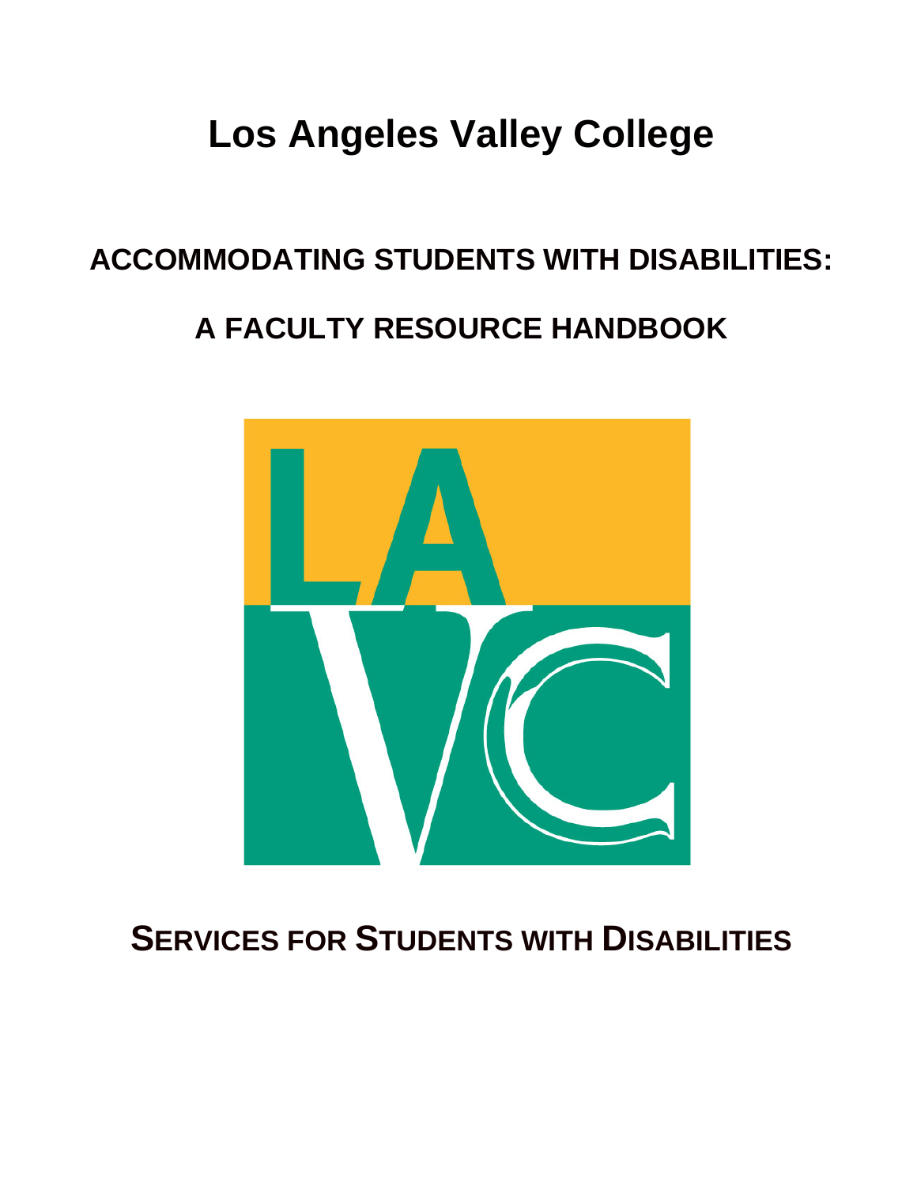# Los Angeles Valley College

## ACCOMMODATING STUDENTS WITH DISABILITIES:

## A FACULTY RESOURCE HANDBOOK

## SERVICES FOR STUDENTS WITH DISABILITIES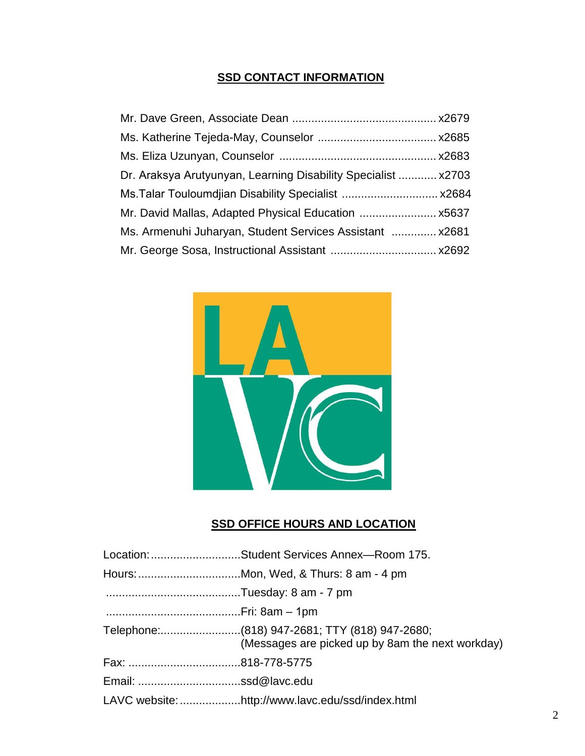## SSD CONTACT INFORMATION

Mr. Dave Green, Associate Dean ............................................ x2679
Ms. Katherine Tejeda-May, Counselor .................................... x2685
Ms. Eliza Uzunyan, Counselor ................................................ x2683
Dr. Araksya Arutyunyan, Learning Disability Specialist ............ x2703
Ms.Talar Touloumdjian Disability Specialist ............................. x2684
Mr. David Mallas, Adapted Physical Education ........................ x5637
Ms. Armenuhi Juharyan, Student Services Assistant ............. x2681
Mr. George Sosa, Instructional Assistant ................................ x2692

## SSD OFFICE HOURS AND LOCATION

Location:............................Student Services Annex—Room 175.
Hours:................................Mon, Wed, & Thurs: 8 am - 4 pm
..........................................Tuesday: 8 am - 7 pm
..........................................Fri: 8am – 1pm
Telephone:.........................(818) 947-2681; TTY (818) 947-2680;
(Messages are picked up by 8am the next workday)
Fax: ...................................818-778-5775
Email: ................................ssd@lavc.edu
LAVC website:...................http://www.lavc.edu/ssd/index.html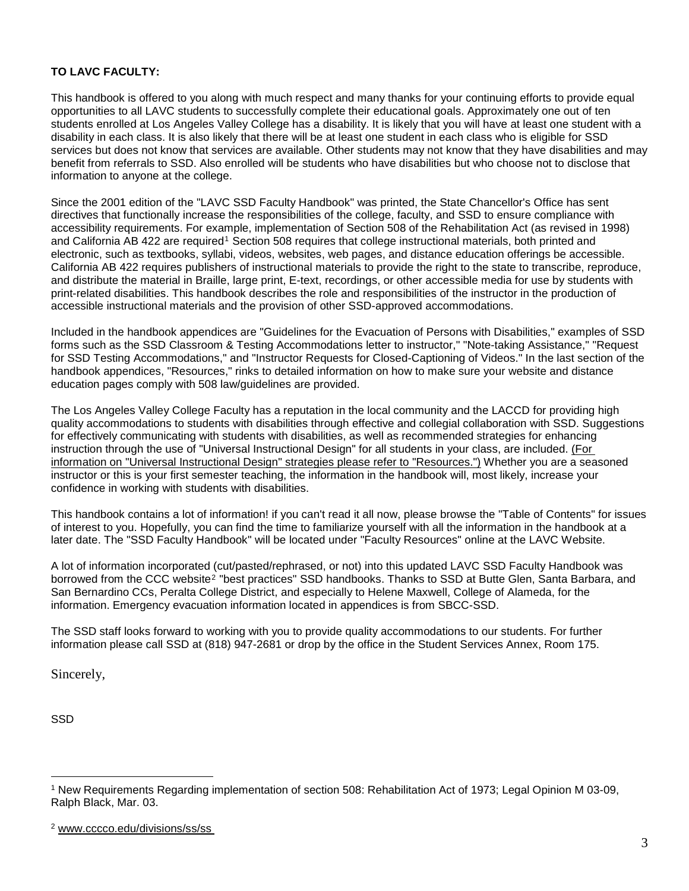**TO LAVC FACULTY:**

This handbook is offered to you along with much respect and many thanks for your continuing efforts to provide equal opportunities to all LAVC students to successfully complete their educational goals. Approximately one out of ten students enrolled at Los Angeles Valley College has a disability. It is likely that you will have at least one student with a disability in each class. It is also likely that there will be at least one student in each class who is eligible for SSD services but does not know that services are available. Other students may not know that they have disabilities and may benefit from referrals to SSD. Also enrolled will be students who have disabilities but who choose not to disclose that information to anyone at the college.

Since the 2001 edition of the "LAVC SSD Faculty Handbook" was printed, the State Chancellor's Office has sent directives that functionally increase the responsibilities of the college, faculty, and SSD to ensure compliance with accessibility requirements. For example, implementation of Section 508 of the Rehabilitation Act (as revised in 1998) and California AB 422 are required[1] Section 508 requires that college instructional materials, both printed and electronic, such as textbooks, syllabi, videos, websites, web pages, and distance education offerings be accessible. California AB 422 requires publishers of instructional materials to provide the right to the state to transcribe, reproduce, and distribute the material in Braille, large print, E-text, recordings, or other accessible media for use by students with print-related disabilities. This handbook describes the role and responsibilities of the instructor in the production of accessible instructional materials and the provision of other SSD-approved accommodations.

Included in the handbook appendices are "Guidelines for the Evacuation of Persons with Disabilities," examples of SSD forms such as the SSD Classroom & Testing Accommodations letter to instructor," "Note-taking Assistance," "Request for SSD Testing Accommodations," and "Instructor Requests for Closed-Captioning of Videos." In the last section of the handbook appendices, "Resources," rinks to detailed information on how to make sure your website and distance education pages comply with 508 law/guidelines are provided.

The Los Angeles Valley College Faculty has a reputation in the local community and the LACCD for providing high quality accommodations to students with disabilities through effective and collegial collaboration with SSD. Suggestions for effectively communicating with students with disabilities, as well as recommended strategies for enhancing instruction through the use of "Universal Instructional Design" for all students in your class, are included. (For information on "Universal Instructional Design" strategies please refer to "Resources.") Whether you are a seasoned instructor or this is your first semester teaching, the information in the handbook will, most likely, increase your confidence in working with students with disabilities.

This handbook contains a lot of information! if you can't read it all now, please browse the "Table of Contents" for issues of interest to you. Hopefully, you can find the time to familiarize yourself with all the information in the handbook at a later date. The "SSD Faculty Handbook" will be located under "Faculty Resources" online at the LAVC Website.

A lot of information incorporated (cut/pasted/rephrased, or not) into this updated LAVC SSD Faculty Handbook was borrowed from the CCC website[2] "best practices" SSD handbooks. Thanks to SSD at Butte Glen, Santa Barbara, and San Bernardino CCs, Peralta College District, and especially to Helene Maxwell, College of Alameda, for the information. Emergency evacuation information located in appendices is from SBCC-SSD.

The SSD staff looks forward to working with you to provide quality accommodations to our students. For further information please call SSD at (818) 947-2681 or drop by the office in the Student Services Annex, Room 175.

Sincerely,

SSD

---

[1] New Requirements Regarding implementation of section 508: Rehabilitation Act of 1973; Legal Opinion M 03-09, Ralph Black, Mar. 03.

[2] www.cccco.edu/divisions/ss/ss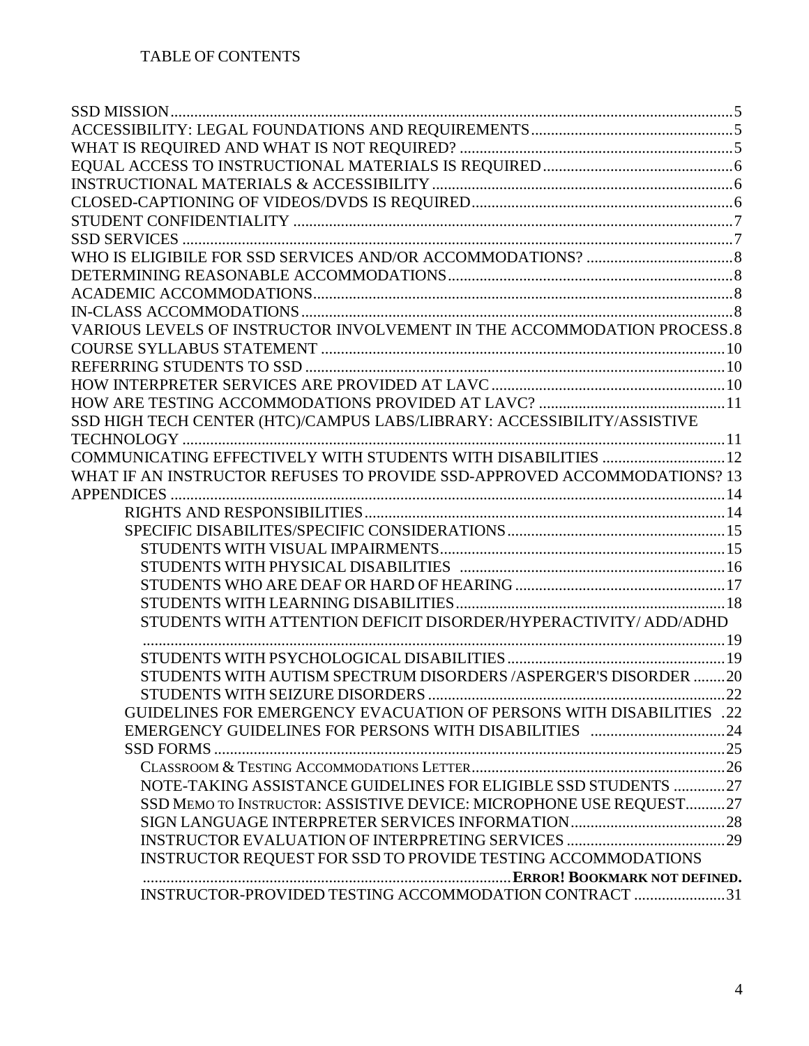TABLE OF CONTENTS

SSD MISSION.....5
ACCESSIBILITY: LEGAL FOUNDATIONS AND REQUIREMENTS.....5
WHAT IS REQUIRED AND WHAT IS NOT REQUIRED?.....5
EQUAL ACCESS TO INSTRUCTIONAL MATERIALS IS REQUIRED.....6
INSTRUCTIONAL MATERIALS & ACCESSIBILITY.....6
CLOSED-CAPTIONING OF VIDEOS/DVDS IS REQUIRED.....6
STUDENT CONFIDENTIALITY.....7
SSD SERVICES.....7
WHO IS ELIGIBILE FOR SSD SERVICES AND/OR ACCOMMODATIONS?.....8
DETERMINING REASONABLE ACCOMMODATIONS.....8
ACADEMIC ACCOMMODATIONS.....8
IN-CLASS ACCOMMODATIONS.....8
VARIOUS LEVELS OF INSTRUCTOR INVOLVEMENT IN THE ACCOMMODATION PROCESS.8
COURSE SYLLABUS STATEMENT.....10
REFERRING STUDENTS TO SSD.....10
HOW INTERPRETER SERVICES ARE PROVIDED AT LAVC.....10
HOW ARE TESTING ACCOMMODATIONS PROVIDED AT LAVC?.....11
SSD HIGH TECH CENTER (HTC)/CAMPUS LABS/LIBRARY: ACCESSIBILITY/ASSISTIVE TECHNOLOGY.....11
COMMUNICATING EFFECTIVELY WITH STUDENTS WITH DISABILITIES.....12
WHAT IF AN INSTRUCTOR REFUSES TO PROVIDE SSD-APPROVED ACCOMMODATIONS? 13
APPENDICES.....14
- RIGHTS AND RESPONSIBILITIES.....14
- SPECIFIC DISABILITES/SPECIFIC CONSIDERATIONS.....15
  - STUDENTS WITH VISUAL IMPAIRMENTS.....15
  - STUDENTS WITH PHYSICAL DISABILITIES.....16
  - STUDENTS WHO ARE DEAF OR HARD OF HEARING.....17
  - STUDENTS WITH LEARNING DISABILITIES.....18
  - STUDENTS WITH ATTENTION DEFICIT DISORDER/HYPERACTIVITY/ ADD/ADHD.....19
  - STUDENTS WITH PSYCHOLOGICAL DISABILITIES.....19
  - STUDENTS WITH AUTISM SPECTRUM DISORDERS /ASPERGER'S DISORDER.....20
  - STUDENTS WITH SEIZURE DISORDERS.....22
- GUIDELINES FOR EMERGENCY EVACUATION OF PERSONS WITH DISABILITIES .22
- EMERGENCY GUIDELINES FOR PERSONS WITH DISABILITIES.....24
- SSD FORMS.....25
  - CLASSROOM & TESTING ACCOMMODATIONS LETTER.....26
  - NOTE-TAKING ASSISTANCE GUIDELINES FOR ELIGIBLE SSD STUDENTS.....27
  - SSD MEMO TO INSTRUCTOR: ASSISTIVE DEVICE: MICROPHONE USE REQUEST.....27
  - SIGN LANGUAGE INTERPRETER SERVICES INFORMATION.....28
  - INSTRUCTOR EVALUATION OF INTERPRETING SERVICES.....29
  - INSTRUCTOR REQUEST FOR SSD TO PROVIDE TESTING ACCOMMODATIONS.....**ERROR! BOOKMARK NOT DEFINED.**
  - INSTRUCTOR-PROVIDED TESTING ACCOMMODATION CONTRACT.....31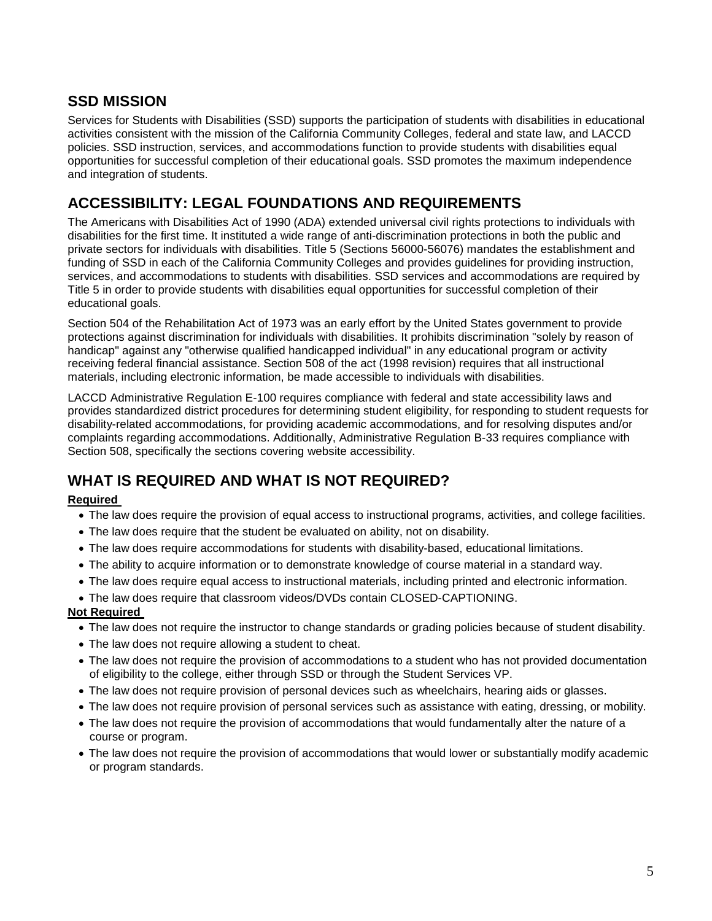## SSD MISSION

Services for Students with Disabilities (SSD) supports the participation of students with disabilities in educational activities consistent with the mission of the California Community Colleges, federal and state law, and LACCD policies. SSD instruction, services, and accommodations function to provide students with disabilities equal opportunities for successful completion of their educational goals. SSD promotes the maximum independence and integration of students.

## ACCESSIBILITY: LEGAL FOUNDATIONS AND REQUIREMENTS

The Americans with Disabilities Act of 1990 (ADA) extended universal civil rights protections to individuals with disabilities for the first time. It instituted a wide range of anti-discrimination protections in both the public and private sectors for individuals with disabilities. Title 5 (Sections 56000-56076) mandates the establishment and funding of SSD in each of the California Community Colleges and provides guidelines for providing instruction, services, and accommodations to students with disabilities. SSD services and accommodations are required by Title 5 in order to provide students with disabilities equal opportunities for successful completion of their educational goals.

Section 504 of the Rehabilitation Act of 1973 was an early effort by the United States government to provide protections against discrimination for individuals with disabilities. It prohibits discrimination "solely by reason of handicap" against any "otherwise qualified handicapped individual" in any educational program or activity receiving federal financial assistance. Section 508 of the act (1998 revision) requires that all instructional materials, including electronic information, be made accessible to individuals with disabilities.

LACCD Administrative Regulation E-100 requires compliance with federal and state accessibility laws and provides standardized district procedures for determining student eligibility, for responding to student requests for disability-related accommodations, for providing academic accommodations, and for resolving disputes and/or complaints regarding accommodations. Additionally, Administrative Regulation B-33 requires compliance with Section 508, specifically the sections covering website accessibility.

## WHAT IS REQUIRED AND WHAT IS NOT REQUIRED?

**Required**

- The law does require the provision of equal access to instructional programs, activities, and college facilities.
- The law does require that the student be evaluated on ability, not on disability.
- The law does require accommodations for students with disability-based, educational limitations.
- The ability to acquire information or to demonstrate knowledge of course material in a standard way.
- The law does require equal access to instructional materials, including printed and electronic information.
- The law does require that classroom videos/DVDs contain CLOSED-CAPTIONING.

**Not Required**

- The law does not require the instructor to change standards or grading policies because of student disability.
- The law does not require allowing a student to cheat.
- The law does not require the provision of accommodations to a student who has not provided documentation of eligibility to the college, either through SSD or through the Student Services VP.
- The law does not require provision of personal devices such as wheelchairs, hearing aids or glasses.
- The law does not require provision of personal services such as assistance with eating, dressing, or mobility.
- The law does not require the provision of accommodations that would fundamentally alter the nature of a course or program.
- The law does not require the provision of accommodations that would lower or substantially modify academic or program standards.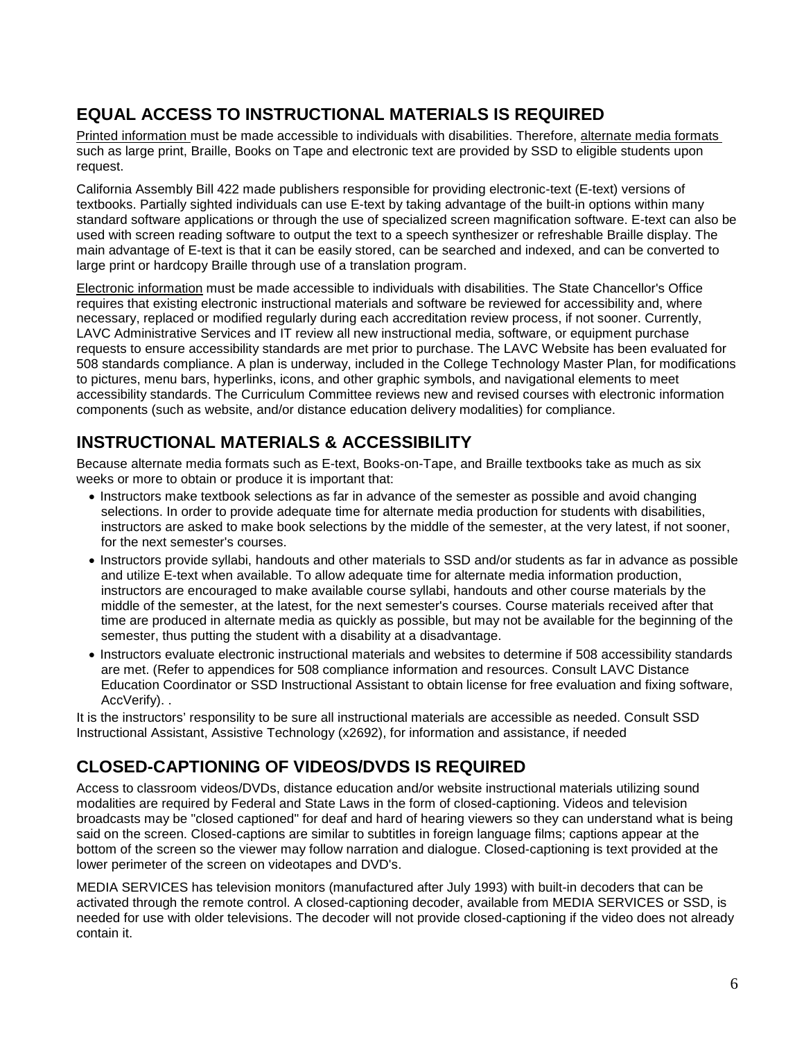## EQUAL ACCESS TO INSTRUCTIONAL MATERIALS IS REQUIRED

Printed information must be made accessible to individuals with disabilities. Therefore, alternate media formats such as large print, Braille, Books on Tape and electronic text are provided by SSD to eligible students upon request.

California Assembly Bill 422 made publishers responsible for providing electronic-text (E-text) versions of textbooks. Partially sighted individuals can use E-text by taking advantage of the built-in options within many standard software applications or through the use of specialized screen magnification software. E-text can also be used with screen reading software to output the text to a speech synthesizer or refreshable Braille display. The main advantage of E-text is that it can be easily stored, can be searched and indexed, and can be converted to large print or hardcopy Braille through use of a translation program.

Electronic information must be made accessible to individuals with disabilities. The State Chancellor's Office requires that existing electronic instructional materials and software be reviewed for accessibility and, where necessary, replaced or modified regularly during each accreditation review process, if not sooner. Currently, LAVC Administrative Services and IT review all new instructional media, software, or equipment purchase requests to ensure accessibility standards are met prior to purchase. The LAVC Website has been evaluated for 508 standards compliance. A plan is underway, included in the College Technology Master Plan, for modifications to pictures, menu bars, hyperlinks, icons, and other graphic symbols, and navigational elements to meet accessibility standards. The Curriculum Committee reviews new and revised courses with electronic information components (such as website, and/or distance education delivery modalities) for compliance.

## INSTRUCTIONAL MATERIALS & ACCESSIBILITY

Because alternate media formats such as E-text, Books-on-Tape, and Braille textbooks take as much as six weeks or more to obtain or produce it is important that:

- Instructors make textbook selections as far in advance of the semester as possible and avoid changing selections. In order to provide adequate time for alternate media production for students with disabilities, instructors are asked to make book selections by the middle of the semester, at the very latest, if not sooner, for the next semester's courses.
- Instructors provide syllabi, handouts and other materials to SSD and/or students as far in advance as possible and utilize E-text when available. To allow adequate time for alternate media information production, instructors are encouraged to make available course syllabi, handouts and other course materials by the middle of the semester, at the latest, for the next semester's courses. Course materials received after that time are produced in alternate media as quickly as possible, but may not be available for the beginning of the semester, thus putting the student with a disability at a disadvantage.
- Instructors evaluate electronic instructional materials and websites to determine if 508 accessibility standards are met. (Refer to appendices for 508 compliance information and resources. Consult LAVC Distance Education Coordinator or SSD Instructional Assistant to obtain license for free evaluation and fixing software, AccVerify). .

It is the instructors' responsibility to be sure all instructional materials are accessible as needed. Consult SSD Instructional Assistant, Assistive Technology (x2692), for information and assistance, if needed

## CLOSED-CAPTIONING OF VIDEOS/DVDS IS REQUIRED

Access to classroom videos/DVDs, distance education and/or website instructional materials utilizing sound modalities are required by Federal and State Laws in the form of closed-captioning. Videos and television broadcasts may be "closed captioned" for deaf and hard of hearing viewers so they can understand what is being said on the screen. Closed-captions are similar to subtitles in foreign language films; captions appear at the bottom of the screen so the viewer may follow narration and dialogue. Closed-captioning is text provided at the lower perimeter of the screen on videotapes and DVD's.

MEDIA SERVICES has television monitors (manufactured after July 1993) with built-in decoders that can be activated through the remote control. A closed-captioning decoder, available from MEDIA SERVICES or SSD, is needed for use with older televisions. The decoder will not provide closed-captioning if the video does not already contain it.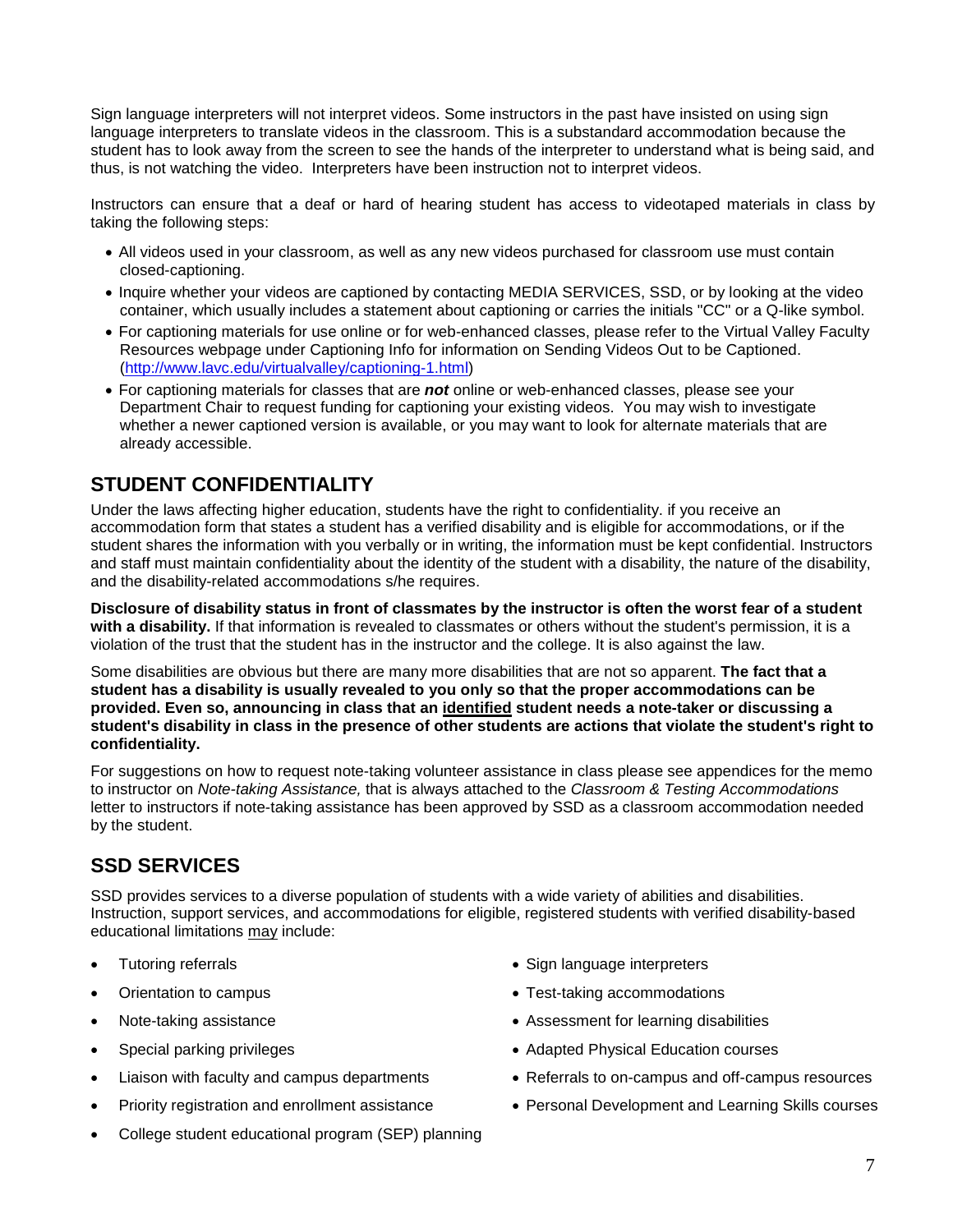Sign language interpreters will not interpret videos. Some instructors in the past have insisted on using sign language interpreters to translate videos in the classroom. This is a substandard accommodation because the student has to look away from the screen to see the hands of the interpreter to understand what is being said, and thus, is not watching the video. Interpreters have been instruction not to interpret videos.

Instructors can ensure that a deaf or hard of hearing student has access to videotaped materials in class by taking the following steps:

- All videos used in your classroom, as well as any new videos purchased for classroom use must contain closed-captioning.
- Inquire whether your videos are captioned by contacting MEDIA SERVICES, SSD, or by looking at the video container, which usually includes a statement about captioning or carries the initials "CC" or a Q-like symbol.
- For captioning materials for use online or for web-enhanced classes, please refer to the Virtual Valley Faculty Resources webpage under Captioning Info for information on Sending Videos Out to be Captioned. (http://www.lavc.edu/virtualvalley/captioning-1.html)
- For captioning materials for classes that are ***not*** online or web-enhanced classes, please see your Department Chair to request funding for captioning your existing videos. You may wish to investigate whether a newer captioned version is available, or you may want to look for alternate materials that are already accessible.

## STUDENT CONFIDENTIALITY

Under the laws affecting higher education, students have the right to confidentiality. if you receive an accommodation form that states a student has a verified disability and is eligible for accommodations, or if the student shares the information with you verbally or in writing, the information must be kept confidential. Instructors and staff must maintain confidentiality about the identity of the student with a disability, the nature of the disability, and the disability-related accommodations s/he requires.

**Disclosure of disability status in front of classmates by the instructor is often the worst fear of a student with a disability.** If that information is revealed to classmates or others without the student's permission, it is a violation of the trust that the student has in the instructor and the college. It is also against the law.

Some disabilities are obvious but there are many more disabilities that are not so apparent. **The fact that a student has a disability is usually revealed to you only so that the proper accommodations can be provided. Even so, announcing in class that an identified student needs a note-taker or discussing a student's disability in class in the presence of other students are actions that violate the student's right to confidentiality.**

For suggestions on how to request note-taking volunteer assistance in class please see appendices for the memo to instructor on *Note-taking Assistance,* that is always attached to the *Classroom & Testing Accommodations* letter to instructors if note-taking assistance has been approved by SSD as a classroom accommodation needed by the student.

## SSD SERVICES

SSD provides services to a diverse population of students with a wide variety of abilities and disabilities. Instruction, support services, and accommodations for eligible, registered students with verified disability-based educational limitations may include:

- Tutoring referrals
- Orientation to campus
- Note-taking assistance
- Special parking privileges
- Liaison with faculty and campus departments
- Priority registration and enrollment assistance
- College student educational program (SEP) planning
- Sign language interpreters
- Test-taking accommodations
- Assessment for learning disabilities
- Adapted Physical Education courses
- Referrals to on-campus and off-campus resources
- Personal Development and Learning Skills courses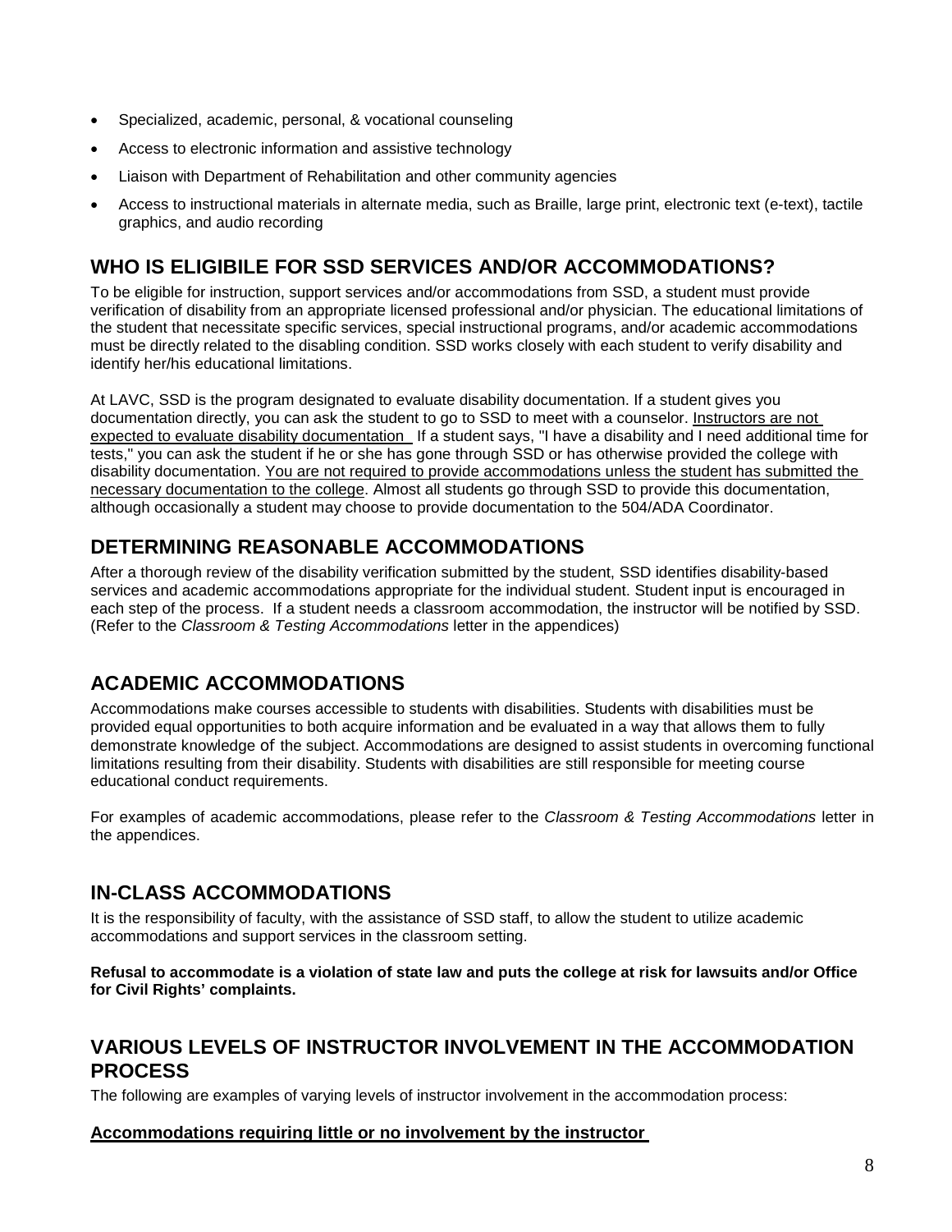- Specialized, academic, personal, & vocational counseling
- Access to electronic information and assistive technology
- Liaison with Department of Rehabilitation and other community agencies
- Access to instructional materials in alternate media, such as Braille, large print, electronic text (e-text), tactile graphics, and audio recording

## WHO IS ELIGIBILE FOR SSD SERVICES AND/OR ACCOMMODATIONS?

To be eligible for instruction, support services and/or accommodations from SSD, a student must provide verification of disability from an appropriate licensed professional and/or physician. The educational limitations of the student that necessitate specific services, special instructional programs, and/or academic accommodations must be directly related to the disabling condition. SSD works closely with each student to verify disability and identify her/his educational limitations.

At LAVC, SSD is the program designated to evaluate disability documentation. If a student gives you documentation directly, you can ask the student to go to SSD to meet with a counselor. Instructors are not expected to evaluate disability documentation If a student says, "I have a disability and I need additional time for tests," you can ask the student if he or she has gone through SSD or has otherwise provided the college with disability documentation. You are not required to provide accommodations unless the student has submitted the necessary documentation to the college. Almost all students go through SSD to provide this documentation, although occasionally a student may choose to provide documentation to the 504/ADA Coordinator.

## DETERMINING REASONABLE ACCOMMODATIONS

After a thorough review of the disability verification submitted by the student, SSD identifies disability-based services and academic accommodations appropriate for the individual student. Student input is encouraged in each step of the process. If a student needs a classroom accommodation, the instructor will be notified by SSD. (Refer to the *Classroom & Testing Accommodations* letter in the appendices)

## ACADEMIC ACCOMMODATIONS

Accommodations make courses accessible to students with disabilities. Students with disabilities must be provided equal opportunities to both acquire information and be evaluated in a way that allows them to fully demonstrate knowledge of the subject. Accommodations are designed to assist students in overcoming functional limitations resulting from their disability. Students with disabilities are still responsible for meeting course educational conduct requirements.

For examples of academic accommodations, please refer to the *Classroom & Testing Accommodations* letter in the appendices.

## IN-CLASS ACCOMMODATIONS

It is the responsibility of faculty, with the assistance of SSD staff, to allow the student to utilize academic accommodations and support services in the classroom setting.

**Refusal to accommodate is a violation of state law and puts the college at risk for lawsuits and/or Office for Civil Rights' complaints.**

## VARIOUS LEVELS OF INSTRUCTOR INVOLVEMENT IN THE ACCOMMODATION PROCESS

The following are examples of varying levels of instructor involvement in the accommodation process:

**Accommodations requiring little or no involvement by the instructor**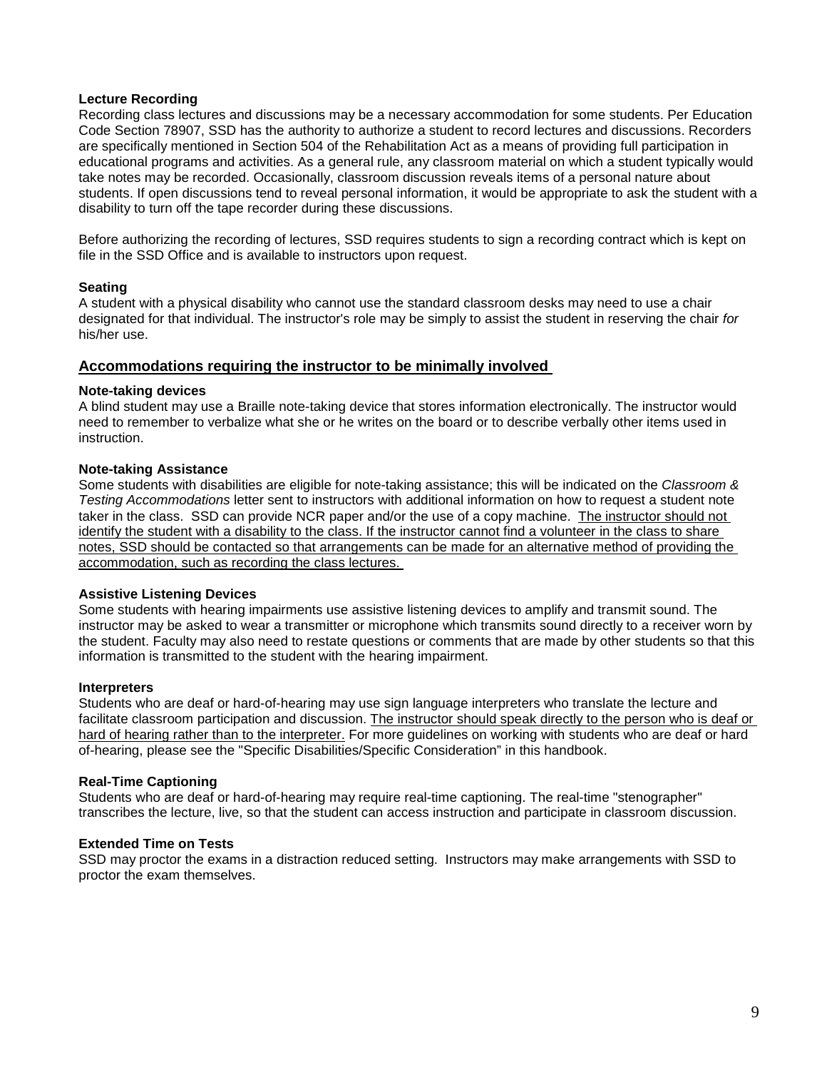**Lecture Recording**

Recording class lectures and discussions may be a necessary accommodation for some students. Per Education Code Section 78907, SSD has the authority to authorize a student to record lectures and discussions. Recorders are specifically mentioned in Section 504 of the Rehabilitation Act as a means of providing full participation in educational programs and activities. As a general rule, any classroom material on which a student typically would take notes may be recorded. Occasionally, classroom discussion reveals items of a personal nature about students. If open discussions tend to reveal personal information, it would be appropriate to ask the student with a disability to turn off the tape recorder during these discussions.

Before authorizing the recording of lectures, SSD requires students to sign a recording contract which is kept on file in the SSD Office and is available to instructors upon request.

**Seating**

A student with a physical disability who cannot use the standard classroom desks may need to use a chair designated for that individual. The instructor's role may be simply to assist the student in reserving the chair *for* his/her use.

## Accommodations requiring the instructor to be minimally involved

**Note-taking devices**

A blind student may use a Braille note-taking device that stores information electronically. The instructor would need to remember to verbalize what she or he writes on the board or to describe verbally other items used in instruction.

**Note-taking Assistance**

Some students with disabilities are eligible for note-taking assistance; this will be indicated on the *Classroom & Testing Accommodations* letter sent to instructors with additional information on how to request a student note taker in the class. SSD can provide NCR paper and/or the use of a copy machine. The instructor should not identify the student with a disability to the class. If the instructor cannot find a volunteer in the class to share notes, SSD should be contacted so that arrangements can be made for an alternative method of providing the accommodation, such as recording the class lectures.

**Assistive Listening Devices**

Some students with hearing impairments use assistive listening devices to amplify and transmit sound. The instructor may be asked to wear a transmitter or microphone which transmits sound directly to a receiver worn by the student. Faculty may also need to restate questions or comments that are made by other students so that this information is transmitted to the student with the hearing impairment.

**Interpreters**

Students who are deaf or hard-of-hearing may use sign language interpreters who translate the lecture and facilitate classroom participation and discussion. The instructor should speak directly to the person who is deaf or hard of hearing rather than to the interpreter. For more guidelines on working with students who are deaf or hard of-hearing, please see the "Specific Disabilities/Specific Consideration" in this handbook.

**Real-Time Captioning**

Students who are deaf or hard-of-hearing may require real-time captioning. The real-time "stenographer" transcribes the lecture, live, so that the student can access instruction and participate in classroom discussion.

**Extended Time on Tests**

SSD may proctor the exams in a distraction reduced setting. Instructors may make arrangements with SSD to proctor the exam themselves.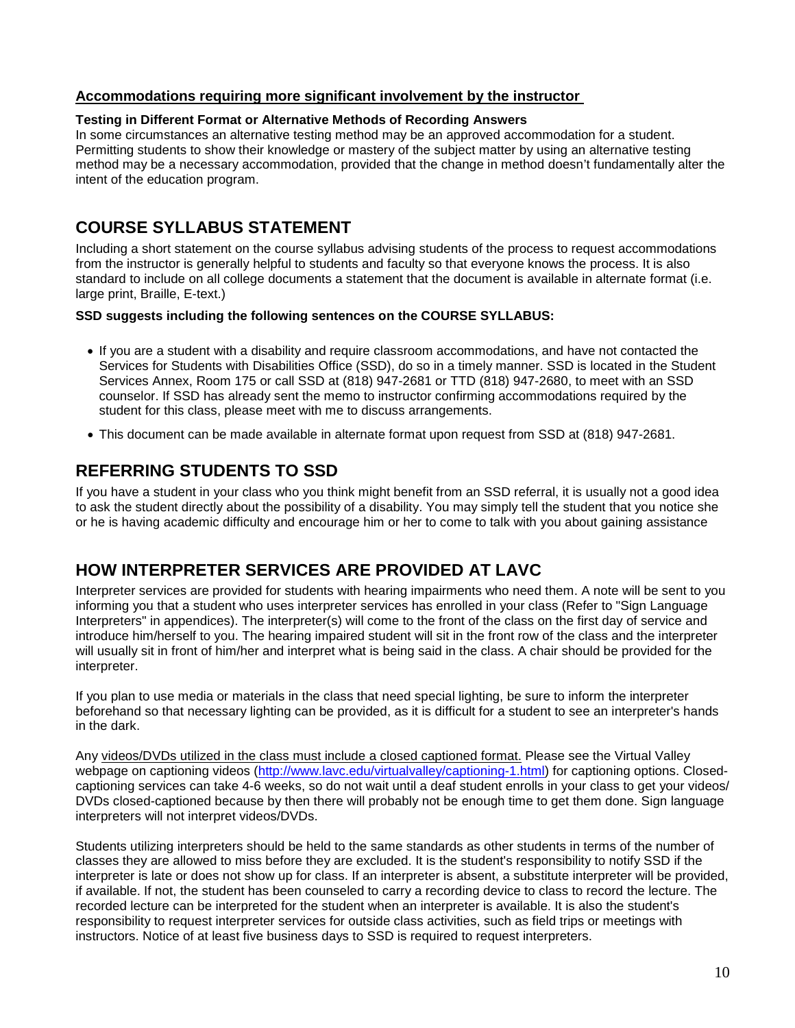### Accommodations requiring more significant involvement by the instructor

**Testing in Different Format or Alternative Methods of Recording Answers**

In some circumstances an alternative testing method may be an approved accommodation for a student. Permitting students to show their knowledge or mastery of the subject matter by using an alternative testing method may be a necessary accommodation, provided that the change in method doesn't fundamentally alter the intent of the education program.

## COURSE SYLLABUS STATEMENT

Including a short statement on the course syllabus advising students of the process to request accommodations from the instructor is generally helpful to students and faculty so that everyone knows the process. It is also standard to include on all college documents a statement that the document is available in alternate format (i.e. large print, Braille, E-text.)

**SSD suggests including the following sentences on the COURSE SYLLABUS:**

- If you are a student with a disability and require classroom accommodations, and have not contacted the Services for Students with Disabilities Office (SSD), do so in a timely manner. SSD is located in the Student Services Annex, Room 175 or call SSD at (818) 947-2681 or TTD (818) 947-2680, to meet with an SSD counselor. If SSD has already sent the memo to instructor confirming accommodations required by the student for this class, please meet with me to discuss arrangements.
- This document can be made available in alternate format upon request from SSD at (818) 947-2681.

## REFERRING STUDENTS TO SSD

If you have a student in your class who you think might benefit from an SSD referral, it is usually not a good idea to ask the student directly about the possibility of a disability. You may simply tell the student that you notice she or he is having academic difficulty and encourage him or her to come to talk with you about gaining assistance

## HOW INTERPRETER SERVICES ARE PROVIDED AT LAVC

Interpreter services are provided for students with hearing impairments who need them. A note will be sent to you informing you that a student who uses interpreter services has enrolled in your class (Refer to "Sign Language Interpreters" in appendices). The interpreter(s) will come to the front of the class on the first day of service and introduce him/herself to you. The hearing impaired student will sit in the front row of the class and the interpreter will usually sit in front of him/her and interpret what is being said in the class. A chair should be provided for the interpreter.

If you plan to use media or materials in the class that need special lighting, be sure to inform the interpreter beforehand so that necessary lighting can be provided, as it is difficult for a student to see an interpreter's hands in the dark.

Any videos/DVDs utilized in the class must include a closed captioned format. Please see the Virtual Valley webpage on captioning videos (http://www.lavc.edu/virtualvalley/captioning-1.html) for captioning options. Closed-captioning services can take 4-6 weeks, so do not wait until a deaf student enrolls in your class to get your videos/ DVDs closed-captioned because by then there will probably not be enough time to get them done. Sign language interpreters will not interpret videos/DVDs.

Students utilizing interpreters should be held to the same standards as other students in terms of the number of classes they are allowed to miss before they are excluded. It is the student's responsibility to notify SSD if the interpreter is late or does not show up for class. If an interpreter is absent, a substitute interpreter will be provided, if available. If not, the student has been counseled to carry a recording device to class to record the lecture. The recorded lecture can be interpreted for the student when an interpreter is available. It is also the student's responsibility to request interpreter services for outside class activities, such as field trips or meetings with instructors. Notice of at least five business days to SSD is required to request interpreters.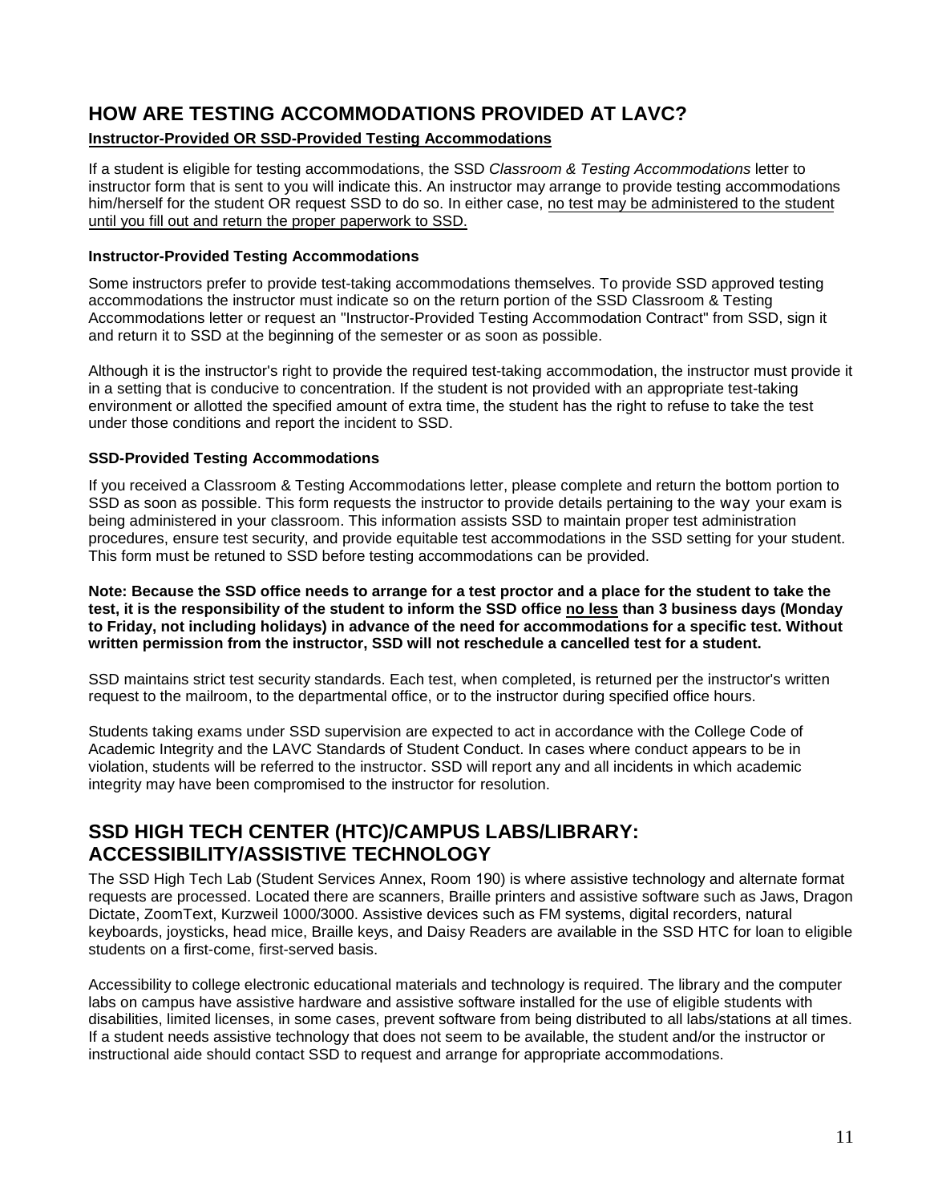## HOW ARE TESTING ACCOMMODATIONS PROVIDED AT LAVC?

**Instructor-Provided OR SSD-Provided Testing Accommodations**

If a student is eligible for testing accommodations, the SSD *Classroom & Testing Accommodations* letter to instructor form that is sent to you will indicate this. An instructor may arrange to provide testing accommodations him/herself for the student OR request SSD to do so. In either case, no test may be administered to the student until you fill out and return the proper paperwork to SSD.

### Instructor-Provided Testing Accommodations

Some instructors prefer to provide test-taking accommodations themselves. To provide SSD approved testing accommodations the instructor must indicate so on the return portion of the SSD Classroom & Testing Accommodations letter or request an "Instructor-Provided Testing Accommodation Contract" from SSD, sign it and return it to SSD at the beginning of the semester or as soon as possible.

Although it is the instructor's right to provide the required test-taking accommodation, the instructor must provide it in a setting that is conducive to concentration. If the student is not provided with an appropriate test-taking environment or allotted the specified amount of extra time, the student has the right to refuse to take the test under those conditions and report the incident to SSD.

### SSD-Provided Testing Accommodations

If you received a Classroom & Testing Accommodations letter, please complete and return the bottom portion to SSD as soon as possible. This form requests the instructor to provide details pertaining to the way your exam is being administered in your classroom. This information assists SSD to maintain proper test administration procedures, ensure test security, and provide equitable test accommodations in the SSD setting for your student. This form must be retuned to SSD before testing accommodations can be provided.

**Note: Because the SSD office needs to arrange for a test proctor and a place for the student to take the test, it is the responsibility of the student to inform the SSD office no less than 3 business days (Monday to Friday, not including holidays) in advance of the need for accommodations for a specific test. Without written permission from the instructor, SSD will not reschedule a cancelled test for a student.**

SSD maintains strict test security standards. Each test, when completed, is returned per the instructor's written request to the mailroom, to the departmental office, or to the instructor during specified office hours.

Students taking exams under SSD supervision are expected to act in accordance with the College Code of Academic Integrity and the LAVC Standards of Student Conduct. In cases where conduct appears to be in violation, students will be referred to the instructor. SSD will report any and all incidents in which academic integrity may have been compromised to the instructor for resolution.

## SSD HIGH TECH CENTER (HTC)/CAMPUS LABS/LIBRARY: ACCESSIBILITY/ASSISTIVE TECHNOLOGY

The SSD High Tech Lab (Student Services Annex, Room 190) is where assistive technology and alternate format requests are processed. Located there are scanners, Braille printers and assistive software such as Jaws, Dragon Dictate, ZoomText, Kurzweil 1000/3000. Assistive devices such as FM systems, digital recorders, natural keyboards, joysticks, head mice, Braille keys, and Daisy Readers are available in the SSD HTC for loan to eligible students on a first-come, first-served basis.

Accessibility to college electronic educational materials and technology is required. The library and the computer labs on campus have assistive hardware and assistive software installed for the use of eligible students with disabilities, limited licenses, in some cases, prevent software from being distributed to all labs/stations at all times. If a student needs assistive technology that does not seem to be available, the student and/or the instructor or instructional aide should contact SSD to request and arrange for appropriate accommodations.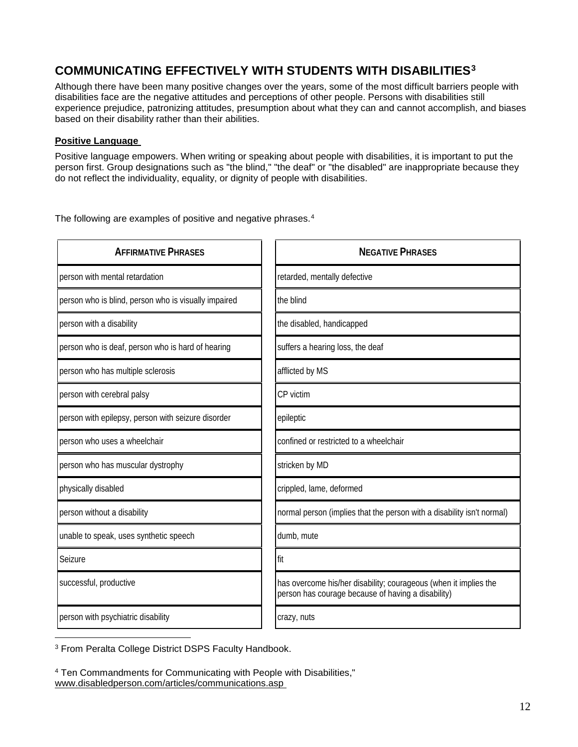## COMMUNICATING EFFECTIVELY WITH STUDENTS WITH DISABILITIES[3]

Although there have been many positive changes over the years, some of the most difficult barriers people with disabilities face are the negative attitudes and perceptions of other people. Persons with disabilities still experience prejudice, patronizing attitudes, presumption about what they can and cannot accomplish, and biases based on their disability rather than their abilities.

**Positive Language**

Positive language empowers. When writing or speaking about people with disabilities, it is important to put the person first. Group designations such as "the blind," "the deaf" or "the disabled" are inappropriate because they do not reflect the individuality, equality, or dignity of people with disabilities.

The following are examples of positive and negative phrases.[4]

| AFFIRMATIVE PHRASES | NEGATIVE PHRASES |
|---|---|
| person with mental retardation | retarded, mentally defective |
| person who is blind, person who is visually impaired | the blind |
| person with a disability | the disabled, handicapped |
| person who is deaf, person who is hard of hearing | suffers a hearing loss, the deaf |
| person who has multiple sclerosis | afflicted by MS |
| person with cerebral palsy | CP victim |
| person with epilepsy, person with seizure disorder | epileptic |
| person who uses a wheelchair | confined or restricted to a wheelchair |
| person who has muscular dystrophy | stricken by MD |
| physically disabled | crippled, lame, deformed |
| person without a disability | normal person (implies that the person with a disability isn't normal) |
| unable to speak, uses synthetic speech | dumb, mute |
| Seizure | fit |
| successful, productive | has overcome his/her disability; courageous (when it implies the person has courage because of having a disability) |
| person with psychiatric disability | crazy, nuts |

[3] From Peralta College District DSPS Faculty Handbook.

[4] Ten Commandments for Communicating with People with Disabilities," www.disabledperson.com/articles/communications.asp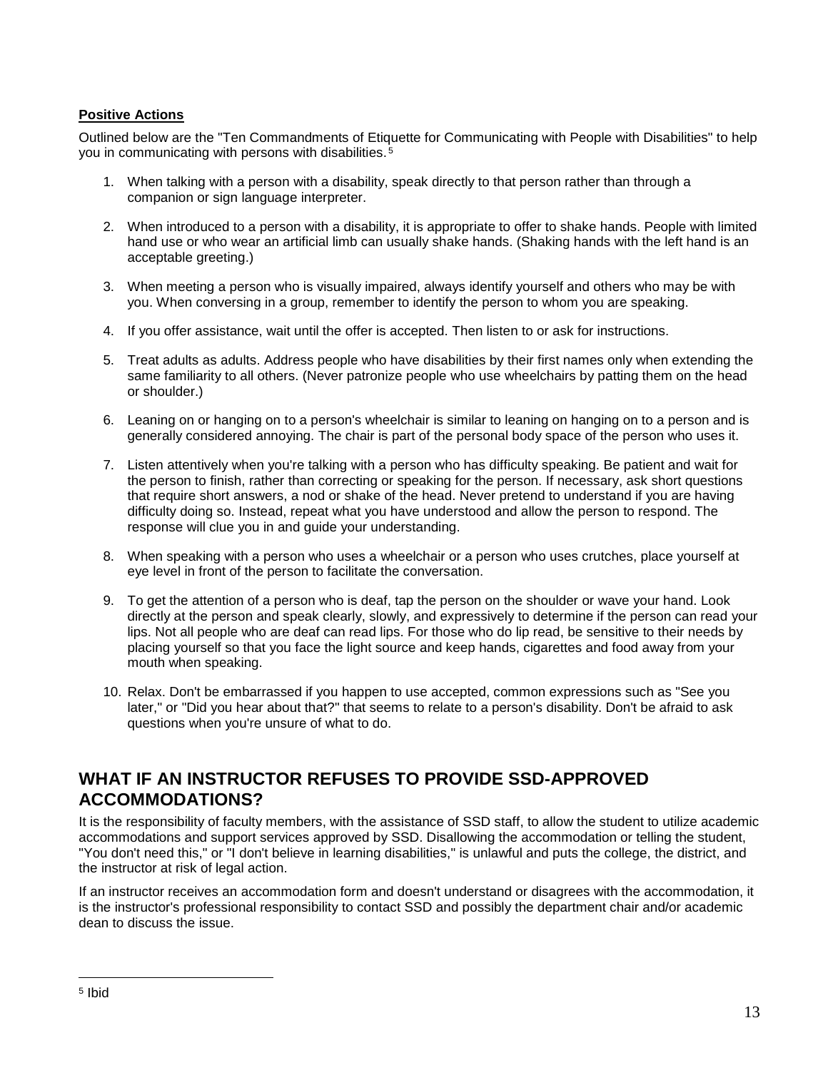**Positive Actions**

Outlined below are the "Ten Commandments of Etiquette for Communicating with People with Disabilities" to help you in communicating with persons with disabilities.[5]

1. When talking with a person with a disability, speak directly to that person rather than through a companion or sign language interpreter.

2. When introduced to a person with a disability, it is appropriate to offer to shake hands. People with limited hand use or who wear an artificial limb can usually shake hands. (Shaking hands with the left hand is an acceptable greeting.)

3. When meeting a person who is visually impaired, always identify yourself and others who may be with you. When conversing in a group, remember to identify the person to whom you are speaking.

4. If you offer assistance, wait until the offer is accepted. Then listen to or ask for instructions.

5. Treat adults as adults. Address people who have disabilities by their first names only when extending the same familiarity to all others. (Never patronize people who use wheelchairs by patting them on the head or shoulder.)

6. Leaning on or hanging on to a person's wheelchair is similar to leaning on hanging on to a person and is generally considered annoying. The chair is part of the personal body space of the person who uses it.

7. Listen attentively when you're talking with a person who has difficulty speaking. Be patient and wait for the person to finish, rather than correcting or speaking for the person. If necessary, ask short questions that require short answers, a nod or shake of the head. Never pretend to understand if you are having difficulty doing so. Instead, repeat what you have understood and allow the person to respond. The response will clue you in and guide your understanding.

8. When speaking with a person who uses a wheelchair or a person who uses crutches, place yourself at eye level in front of the person to facilitate the conversation.

9. To get the attention of a person who is deaf, tap the person on the shoulder or wave your hand. Look directly at the person and speak clearly, slowly, and expressively to determine if the person can read your lips. Not all people who are deaf can read lips. For those who do lip read, be sensitive to their needs by placing yourself so that you face the light source and keep hands, cigarettes and food away from your mouth when speaking.

10. Relax. Don't be embarrassed if you happen to use accepted, common expressions such as "See you later," or "Did you hear about that?" that seems to relate to a person's disability. Don't be afraid to ask questions when you're unsure of what to do.

## WHAT IF AN INSTRUCTOR REFUSES TO PROVIDE SSD-APPROVED ACCOMMODATIONS?

It is the responsibility of faculty members, with the assistance of SSD staff, to allow the student to utilize academic accommodations and support services approved by SSD. Disallowing the accommodation or telling the student, "You don't need this," or "I don't believe in learning disabilities," is unlawful and puts the college, the district, and the instructor at risk of legal action.

If an instructor receives an accommodation form and doesn't understand or disagrees with the accommodation, it is the instructor's professional responsibility to contact SSD and possibly the department chair and/or academic dean to discuss the issue.

[5] Ibid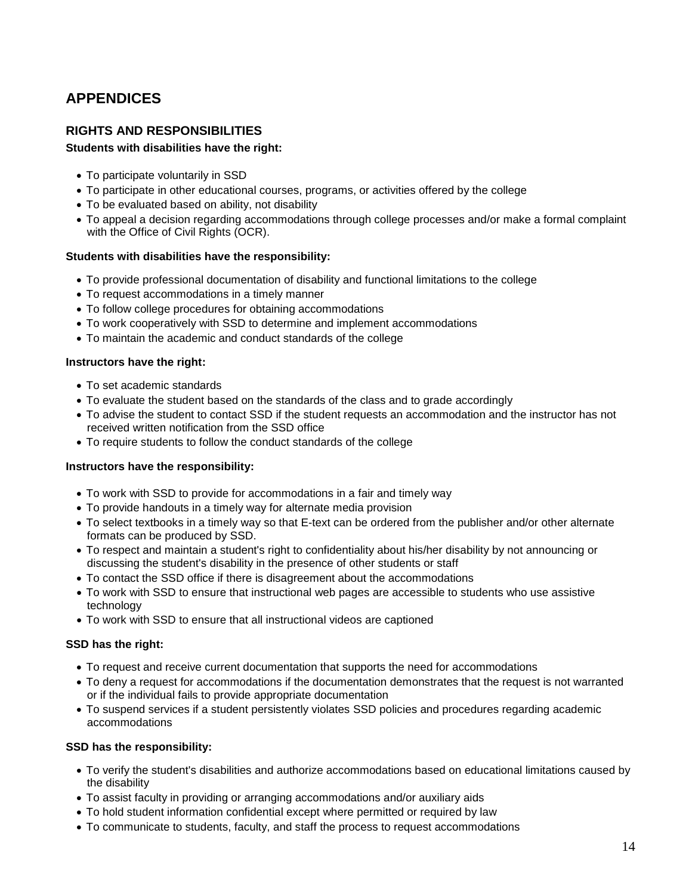# APPENDICES

## RIGHTS AND RESPONSIBILITIES

**Students with disabilities have the right:**

- To participate voluntarily in SSD
- To participate in other educational courses, programs, or activities offered by the college
- To be evaluated based on ability, not disability
- To appeal a decision regarding accommodations through college processes and/or make a formal complaint with the Office of Civil Rights (OCR).

**Students with disabilities have the responsibility:**

- To provide professional documentation of disability and functional limitations to the college
- To request accommodations in a timely manner
- To follow college procedures for obtaining accommodations
- To work cooperatively with SSD to determine and implement accommodations
- To maintain the academic and conduct standards of the college

**Instructors have the right:**

- To set academic standards
- To evaluate the student based on the standards of the class and to grade accordingly
- To advise the student to contact SSD if the student requests an accommodation and the instructor has not received written notification from the SSD office
- To require students to follow the conduct standards of the college

**Instructors have the responsibility:**

- To work with SSD to provide for accommodations in a fair and timely way
- To provide handouts in a timely way for alternate media provision
- To select textbooks in a timely way so that E-text can be ordered from the publisher and/or other alternate formats can be produced by SSD.
- To respect and maintain a student's right to confidentiality about his/her disability by not announcing or discussing the student's disability in the presence of other students or staff
- To contact the SSD office if there is disagreement about the accommodations
- To work with SSD to ensure that instructional web pages are accessible to students who use assistive technology
- To work with SSD to ensure that all instructional videos are captioned

**SSD has the right:**

- To request and receive current documentation that supports the need for accommodations
- To deny a request for accommodations if the documentation demonstrates that the request is not warranted or if the individual fails to provide appropriate documentation
- To suspend services if a student persistently violates SSD policies and procedures regarding academic accommodations

**SSD has the responsibility:**

- To verify the student's disabilities and authorize accommodations based on educational limitations caused by the disability
- To assist faculty in providing or arranging accommodations and/or auxiliary aids
- To hold student information confidential except where permitted or required by law
- To communicate to students, faculty, and staff the process to request accommodations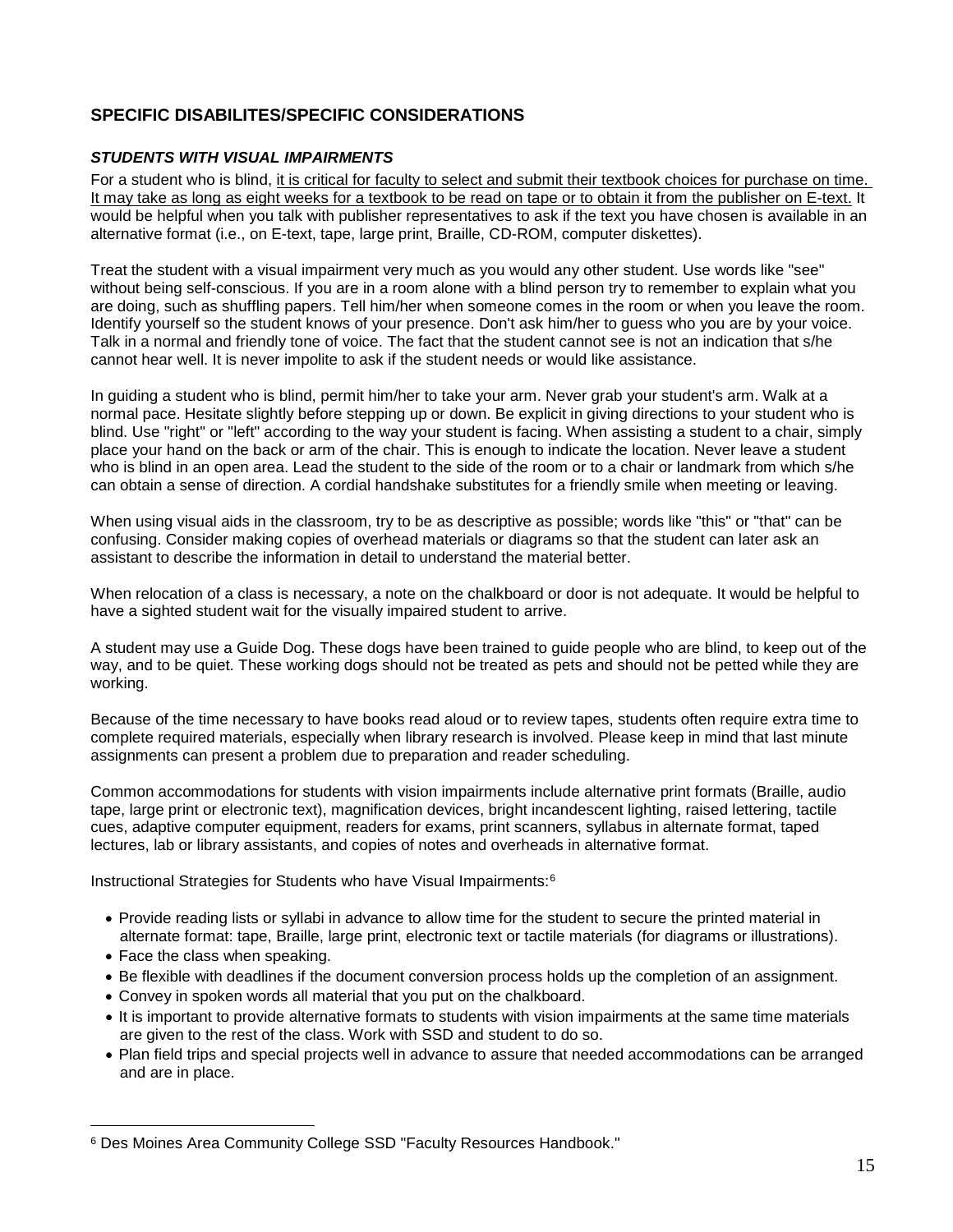## SPECIFIC DISABILITES/SPECIFIC CONSIDERATIONS

### *STUDENTS WITH VISUAL IMPAIRMENTS*

For a student who is blind, it is critical for faculty to select and submit their textbook choices for purchase on time. It may take as long as eight weeks for a textbook to be read on tape or to obtain it from the publisher on E-text. It would be helpful when you talk with publisher representatives to ask if the text you have chosen is available in an alternative format (i.e., on E-text, tape, large print, Braille, CD-ROM, computer diskettes).

Treat the student with a visual impairment very much as you would any other student. Use words like "see" without being self-conscious. If you are in a room alone with a blind person try to remember to explain what you are doing, such as shuffling papers. Tell him/her when someone comes in the room or when you leave the room. Identify yourself so the student knows of your presence. Don't ask him/her to guess who you are by your voice. Talk in a normal and friendly tone of voice. The fact that the student cannot see is not an indication that s/he cannot hear well. It is never impolite to ask if the student needs or would like assistance.

In guiding a student who is blind, permit him/her to take your arm. Never grab your student's arm. Walk at a normal pace. Hesitate slightly before stepping up or down. Be explicit in giving directions to your student who is blind. Use "right" or "left" according to the way your student is facing. When assisting a student to a chair, simply place your hand on the back or arm of the chair. This is enough to indicate the location. Never leave a student who is blind in an open area. Lead the student to the side of the room or to a chair or landmark from which s/he can obtain a sense of direction. A cordial handshake substitutes for a friendly smile when meeting or leaving.

When using visual aids in the classroom, try to be as descriptive as possible; words like "this" or "that" can be confusing. Consider making copies of overhead materials or diagrams so that the student can later ask an assistant to describe the information in detail to understand the material better.

When relocation of a class is necessary, a note on the chalkboard or door is not adequate. It would be helpful to have a sighted student wait for the visually impaired student to arrive.

A student may use a Guide Dog. These dogs have been trained to guide people who are blind, to keep out of the way, and to be quiet. These working dogs should not be treated as pets and should not be petted while they are working.

Because of the time necessary to have books read aloud or to review tapes, students often require extra time to complete required materials, especially when library research is involved. Please keep in mind that last minute assignments can present a problem due to preparation and reader scheduling.

Common accommodations for students with vision impairments include alternative print formats (Braille, audio tape, large print or electronic text), magnification devices, bright incandescent lighting, raised lettering, tactile cues, adaptive computer equipment, readers for exams, print scanners, syllabus in alternate format, taped lectures, lab or library assistants, and copies of notes and overheads in alternative format.

Instructional Strategies for Students who have Visual Impairments:[6]

- Provide reading lists or syllabi in advance to allow time for the student to secure the printed material in alternate format: tape, Braille, large print, electronic text or tactile materials (for diagrams or illustrations).
- Face the class when speaking.
- Be flexible with deadlines if the document conversion process holds up the completion of an assignment.
- Convey in spoken words all material that you put on the chalkboard.
- It is important to provide alternative formats to students with vision impairments at the same time materials are given to the rest of the class. Work with SSD and student to do so.
- Plan field trips and special projects well in advance to assure that needed accommodations can be arranged and are in place.

---

[6] Des Moines Area Community College SSD "Faculty Resources Handbook."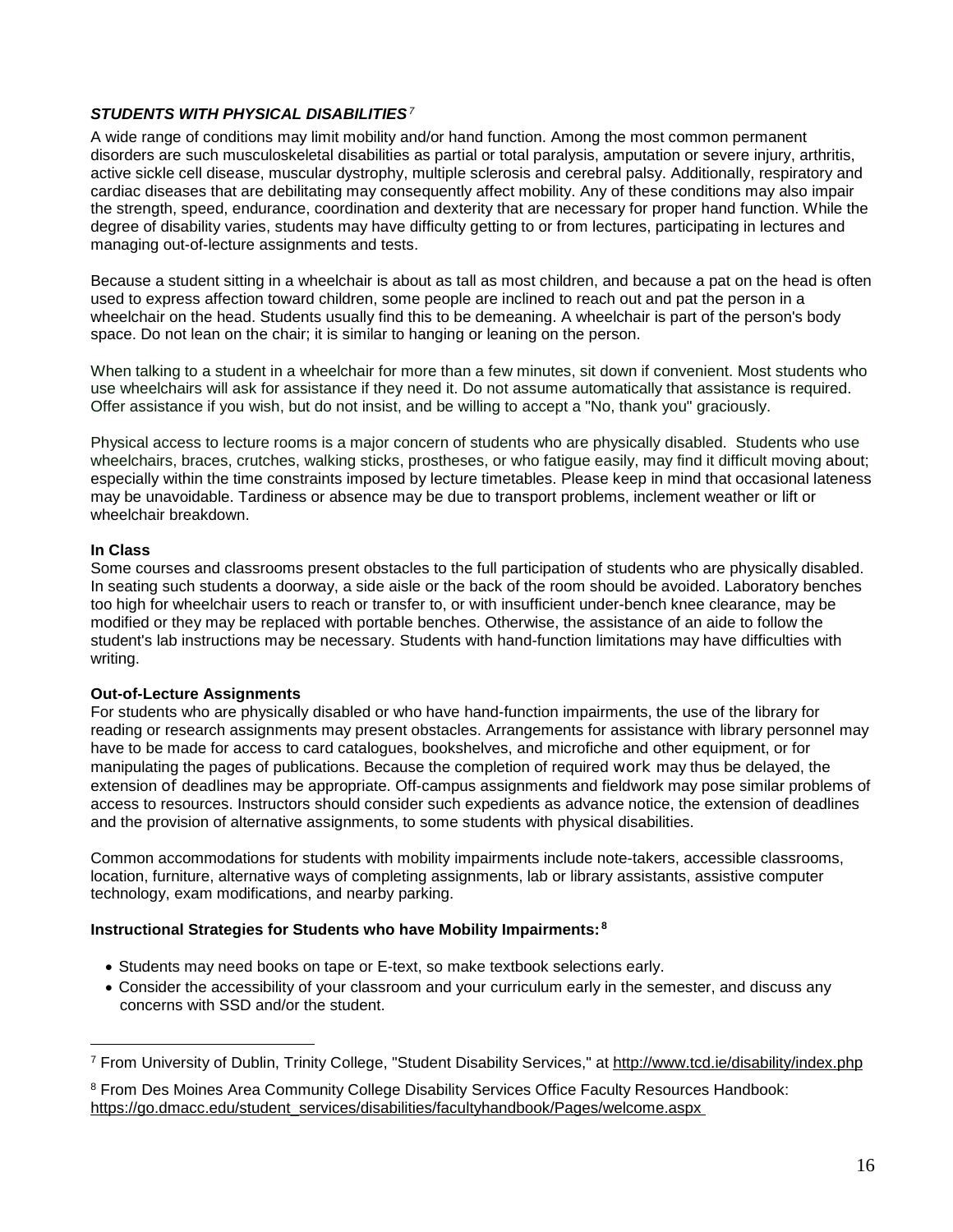### *STUDENTS WITH PHYSICAL DISABILITIES*[7]

A wide range of conditions may limit mobility and/or hand function. Among the most common permanent disorders are such musculoskeletal disabilities as partial or total paralysis, amputation or severe injury, arthritis, active sickle cell disease, muscular dystrophy, multiple sclerosis and cerebral palsy. Additionally, respiratory and cardiac diseases that are debilitating may consequently affect mobility. Any of these conditions may also impair the strength, speed, endurance, coordination and dexterity that are necessary for proper hand function. While the degree of disability varies, students may have difficulty getting to or from lectures, participating in lectures and managing out-of-lecture assignments and tests.

Because a student sitting in a wheelchair is about as tall as most children, and because a pat on the head is often used to express affection toward children, some people are inclined to reach out and pat the person in a wheelchair on the head. Students usually find this to be demeaning. A wheelchair is part of the person's body space. Do not lean on the chair; it is similar to hanging or leaning on the person.

When talking to a student in a wheelchair for more than a few minutes, sit down if convenient. Most students who use wheelchairs will ask for assistance if they need it. Do not assume automatically that assistance is required. Offer assistance if you wish, but do not insist, and be willing to accept a "No, thank you" graciously.

Physical access to lecture rooms is a major concern of students who are physically disabled. Students who use wheelchairs, braces, crutches, walking sticks, prostheses, or who fatigue easily, may find it difficult moving about; especially within the time constraints imposed by lecture timetables. Please keep in mind that occasional lateness may be unavoidable. Tardiness or absence may be due to transport problems, inclement weather or lift or wheelchair breakdown.

**In Class**

Some courses and classrooms present obstacles to the full participation of students who are physically disabled. In seating such students a doorway, a side aisle or the back of the room should be avoided. Laboratory benches too high for wheelchair users to reach or transfer to, or with insufficient under-bench knee clearance, may be modified or they may be replaced with portable benches. Otherwise, the assistance of an aide to follow the student's lab instructions may be necessary. Students with hand-function limitations may have difficulties with writing.

**Out-of-Lecture Assignments**

For students who are physically disabled or who have hand-function impairments, the use of the library for reading or research assignments may present obstacles. Arrangements for assistance with library personnel may have to be made for access to card catalogues, bookshelves, and microfiche and other equipment, or for manipulating the pages of publications. Because the completion of required work may thus be delayed, the extension of deadlines may be appropriate. Off-campus assignments and fieldwork may pose similar problems of access to resources. Instructors should consider such expedients as advance notice, the extension of deadlines and the provision of alternative assignments, to some students with physical disabilities.

Common accommodations for students with mobility impairments include note-takers, accessible classrooms, location, furniture, alternative ways of completing assignments, lab or library assistants, assistive computer technology, exam modifications, and nearby parking.

**Instructional Strategies for Students who have Mobility Impairments:**[8]

- Students may need books on tape or E-text, so make textbook selections early.
- Consider the accessibility of your classroom and your curriculum early in the semester, and discuss any concerns with SSD and/or the student.

---

[7] From University of Dublin, Trinity College, "Student Disability Services," at http://www.tcd.ie/disability/index.php

[8] From Des Moines Area Community College Disability Services Office Faculty Resources Handbook: https://go.dmacc.edu/student_services/disabilities/facultyhandbook/Pages/welcome.aspx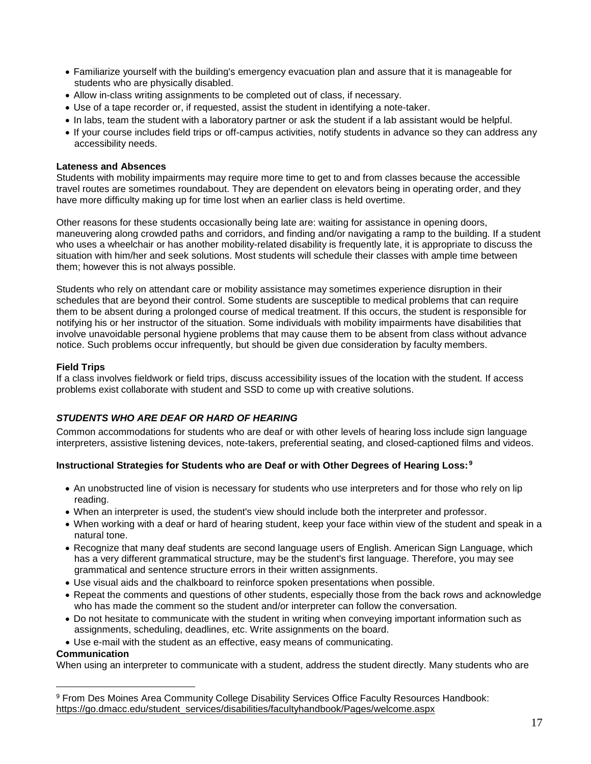- Familiarize yourself with the building's emergency evacuation plan and assure that it is manageable for students who are physically disabled.
- Allow in-class writing assignments to be completed out of class, if necessary.
- Use of a tape recorder or, if requested, assist the student in identifying a note-taker.
- In labs, team the student with a laboratory partner or ask the student if a lab assistant would be helpful.
- If your course includes field trips or off-campus activities, notify students in advance so they can address any accessibility needs.

**Lateness and Absences**

Students with mobility impairments may require more time to get to and from classes because the accessible travel routes are sometimes roundabout. They are dependent on elevators being in operating order, and they have more difficulty making up for time lost when an earlier class is held overtime.

Other reasons for these students occasionally being late are: waiting for assistance in opening doors, maneuvering along crowded paths and corridors, and finding and/or navigating a ramp to the building. If a student who uses a wheelchair or has another mobility-related disability is frequently late, it is appropriate to discuss the situation with him/her and seek solutions. Most students will schedule their classes with ample time between them; however this is not always possible.

Students who rely on attendant care or mobility assistance may sometimes experience disruption in their schedules that are beyond their control. Some students are susceptible to medical problems that can require them to be absent during a prolonged course of medical treatment. If this occurs, the student is responsible for notifying his or her instructor of the situation. Some individuals with mobility impairments have disabilities that involve unavoidable personal hygiene problems that may cause them to be absent from class without advance notice. Such problems occur infrequently, but should be given due consideration by faculty members.

**Field Trips**

If a class involves fieldwork or field trips, discuss accessibility issues of the location with the student. If access problems exist collaborate with student and SSD to come up with creative solutions.

### *STUDENTS WHO ARE DEAF OR HARD OF HEARING*

Common accommodations for students who are deaf or with other levels of hearing loss include sign language interpreters, assistive listening devices, note-takers, preferential seating, and closed-captioned films and videos.

**Instructional Strategies for Students who are Deaf or with Other Degrees of Hearing Loss:**[9]

- An unobstructed line of vision is necessary for students who use interpreters and for those who rely on lip reading.
- When an interpreter is used, the student's view should include both the interpreter and professor.
- When working with a deaf or hard of hearing student, keep your face within view of the student and speak in a natural tone.
- Recognize that many deaf students are second language users of English. American Sign Language, which has a very different grammatical structure, may be the student's first language. Therefore, you may see grammatical and sentence structure errors in their written assignments.
- Use visual aids and the chalkboard to reinforce spoken presentations when possible.
- Repeat the comments and questions of other students, especially those from the back rows and acknowledge who has made the comment so the student and/or interpreter can follow the conversation.
- Do not hesitate to communicate with the student in writing when conveying important information such as assignments, scheduling, deadlines, etc. Write assignments on the board.
- Use e-mail with the student as an effective, easy means of communicating.

**Communication**

When using an interpreter to communicate with a student, address the student directly. Many students who are

---

[9] From Des Moines Area Community College Disability Services Office Faculty Resources Handbook: https://go.dmacc.edu/student_services/disabilities/facultyhandbook/Pages/welcome.aspx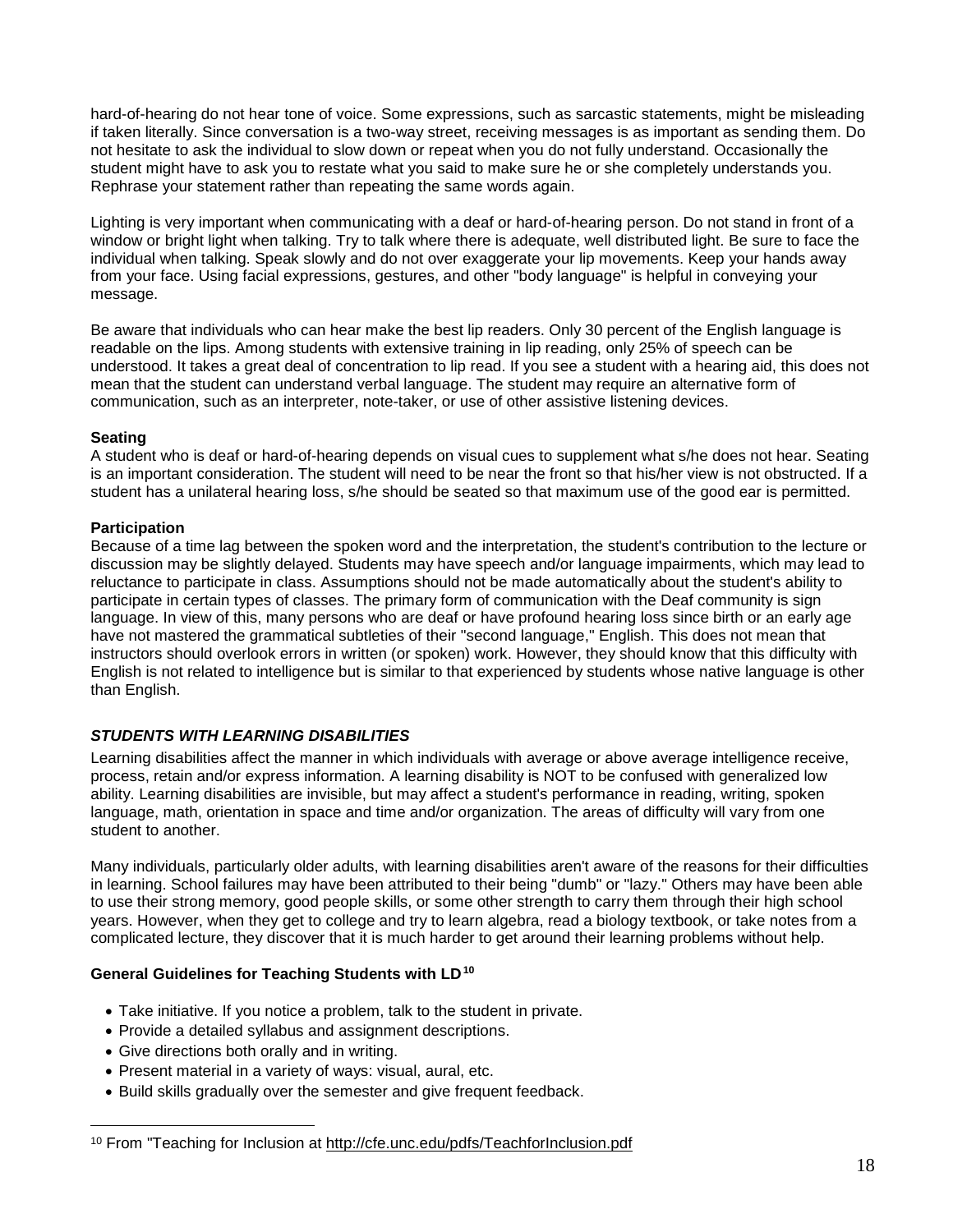hard-of-hearing do not hear tone of voice. Some expressions, such as sarcastic statements, might be misleading if taken literally. Since conversation is a two-way street, receiving messages is as important as sending them. Do not hesitate to ask the individual to slow down or repeat when you do not fully understand. Occasionally the student might have to ask you to restate what you said to make sure he or she completely understands you. Rephrase your statement rather than repeating the same words again.

Lighting is very important when communicating with a deaf or hard-of-hearing person. Do not stand in front of a window or bright light when talking. Try to talk where there is adequate, well distributed light. Be sure to face the individual when talking. Speak slowly and do not over exaggerate your lip movements. Keep your hands away from your face. Using facial expressions, gestures, and other "body language" is helpful in conveying your message.

Be aware that individuals who can hear make the best lip readers. Only 30 percent of the English language is readable on the lips. Among students with extensive training in lip reading, only 25% of speech can be understood. It takes a great deal of concentration to lip read. If you see a student with a hearing aid, this does not mean that the student can understand verbal language. The student may require an alternative form of communication, such as an interpreter, note-taker, or use of other assistive listening devices.

**Seating**

A student who is deaf or hard-of-hearing depends on visual cues to supplement what s/he does not hear. Seating is an important consideration. The student will need to be near the front so that his/her view is not obstructed. If a student has a unilateral hearing loss, s/he should be seated so that maximum use of the good ear is permitted.

**Participation**

Because of a time lag between the spoken word and the interpretation, the student's contribution to the lecture or discussion may be slightly delayed. Students may have speech and/or language impairments, which may lead to reluctance to participate in class. Assumptions should not be made automatically about the student's ability to participate in certain types of classes. The primary form of communication with the Deaf community is sign language. In view of this, many persons who are deaf or have profound hearing loss since birth or an early age have not mastered the grammatical subtleties of their "second language," English. This does not mean that instructors should overlook errors in written (or spoken) work. However, they should know that this difficulty with English is not related to intelligence but is similar to that experienced by students whose native language is other than English.

### *STUDENTS WITH LEARNING DISABILITIES*

Learning disabilities affect the manner in which individuals with average or above average intelligence receive, process, retain and/or express information. A learning disability is NOT to be confused with generalized low ability. Learning disabilities are invisible, but may affect a student's performance in reading, writing, spoken language, math, orientation in space and time and/or organization. The areas of difficulty will vary from one student to another.

Many individuals, particularly older adults, with learning disabilities aren't aware of the reasons for their difficulties in learning. School failures may have been attributed to their being "dumb" or "lazy." Others may have been able to use their strong memory, good people skills, or some other strength to carry them through their high school years. However, when they get to college and try to learn algebra, read a biology textbook, or take notes from a complicated lecture, they discover that it is much harder to get around their learning problems without help.

**General Guidelines for Teaching Students with LD**[10]

- Take initiative. If you notice a problem, talk to the student in private.
- Provide a detailed syllabus and assignment descriptions.
- Give directions both orally and in writing.
- Present material in a variety of ways: visual, aural, etc.
- Build skills gradually over the semester and give frequent feedback.

[10] From "Teaching for Inclusion at http://cfe.unc.edu/pdfs/TeachforInclusion.pdf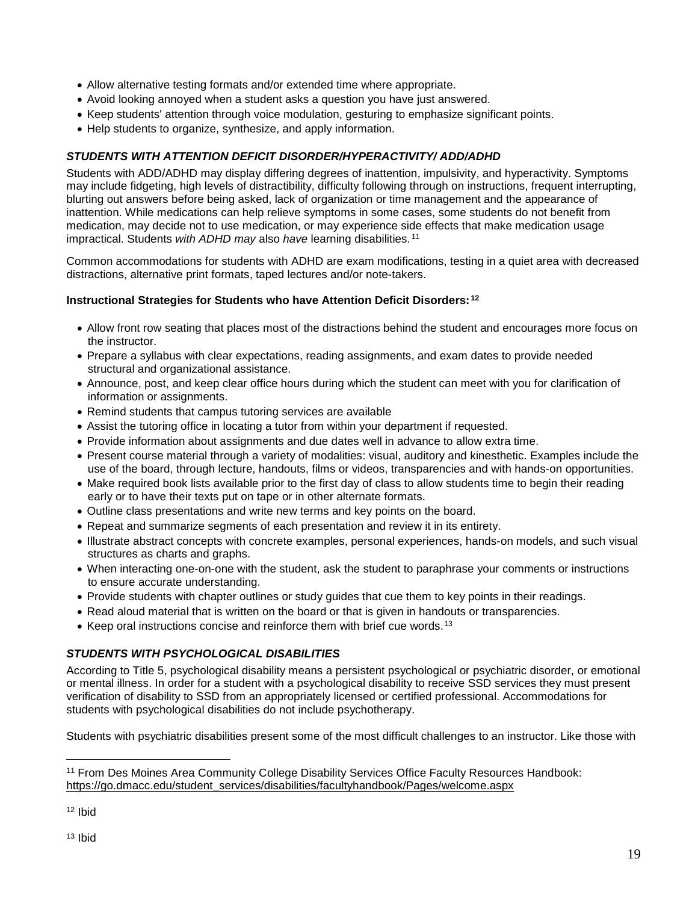- Allow alternative testing formats and/or extended time where appropriate.
- Avoid looking annoyed when a student asks a question you have just answered.
- Keep students' attention through voice modulation, gesturing to emphasize significant points.
- Help students to organize, synthesize, and apply information.

### *STUDENTS WITH ATTENTION DEFICIT DISORDER/HYPERACTIVITY/ ADD/ADHD*

Students with ADD/ADHD may display differing degrees of inattention, impulsivity, and hyperactivity. Symptoms may include fidgeting, high levels of distractibility, difficulty following through on instructions, frequent interrupting, blurting out answers before being asked, lack of organization or time management and the appearance of inattention. While medications can help relieve symptoms in some cases, some students do not benefit from medication, may decide not to use medication, or may experience side effects that make medication usage impractical. Students *with ADHD may* also *have* learning disabilities.[11]

Common accommodations for students with ADHD are exam modifications, testing in a quiet area with decreased distractions, alternative print formats, taped lectures and/or note-takers.

**Instructional Strategies for Students who have Attention Deficit Disorders:**[12]

- Allow front row seating that places most of the distractions behind the student and encourages more focus on the instructor.
- Prepare a syllabus with clear expectations, reading assignments, and exam dates to provide needed structural and organizational assistance.
- Announce, post, and keep clear office hours during which the student can meet with you for clarification of information or assignments.
- Remind students that campus tutoring services are available
- Assist the tutoring office in locating a tutor from within your department if requested.
- Provide information about assignments and due dates well in advance to allow extra time.
- Present course material through a variety of modalities: visual, auditory and kinesthetic. Examples include the use of the board, through lecture, handouts, films or videos, transparencies and with hands-on opportunities.
- Make required book lists available prior to the first day of class to allow students time to begin their reading early or to have their texts put on tape or in other alternate formats.
- Outline class presentations and write new terms and key points on the board.
- Repeat and summarize segments of each presentation and review it in its entirety.
- Illustrate abstract concepts with concrete examples, personal experiences, hands-on models, and such visual structures as charts and graphs.
- When interacting one-on-one with the student, ask the student to paraphrase your comments or instructions to ensure accurate understanding.
- Provide students with chapter outlines or study guides that cue them to key points in their readings.
- Read aloud material that is written on the board or that is given in handouts or transparencies.
- Keep oral instructions concise and reinforce them with brief cue words.[13]

### *STUDENTS WITH PSYCHOLOGICAL DISABILITIES*

According to Title 5, psychological disability means a persistent psychological or psychiatric disorder, or emotional or mental illness. In order for a student with a psychological disability to receive SSD services they must present verification of disability to SSD from an appropriately licensed or certified professional. Accommodations for students with psychological disabilities do not include psychotherapy.

Students with psychiatric disabilities present some of the most difficult challenges to an instructor. Like those with

---

[11] From Des Moines Area Community College Disability Services Office Faculty Resources Handbook: https://go.dmacc.edu/student_services/disabilities/facultyhandbook/Pages/welcome.aspx

[12] Ibid

[13] Ibid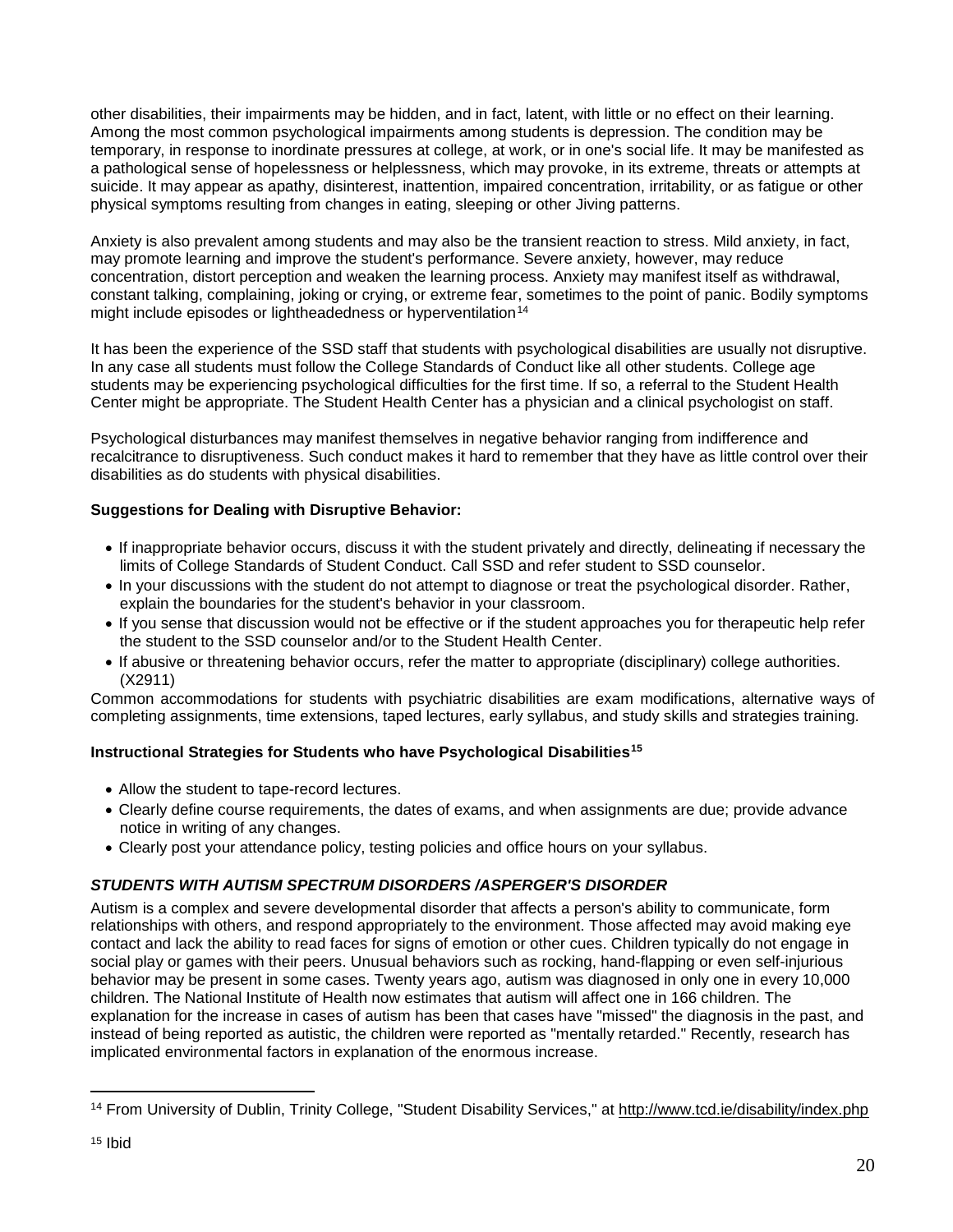other disabilities, their impairments may be hidden, and in fact, latent, with little or no effect on their learning. Among the most common psychological impairments among students is depression. The condition may be temporary, in response to inordinate pressures at college, at work, or in one's social life. It may be manifested as a pathological sense of hopelessness or helplessness, which may provoke, in its extreme, threats or attempts at suicide. It may appear as apathy, disinterest, inattention, impaired concentration, irritability, or as fatigue or other physical symptoms resulting from changes in eating, sleeping or other Jiving patterns.

Anxiety is also prevalent among students and may also be the transient reaction to stress. Mild anxiety, in fact, may promote learning and improve the student's performance. Severe anxiety, however, may reduce concentration, distort perception and weaken the learning process. Anxiety may manifest itself as withdrawal, constant talking, complaining, joking or crying, or extreme fear, sometimes to the point of panic. Bodily symptoms might include episodes or lightheadedness or hyperventilation[14]

It has been the experience of the SSD staff that students with psychological disabilities are usually not disruptive. In any case all students must follow the College Standards of Conduct like all other students. College age students may be experiencing psychological difficulties for the first time. If so, a referral to the Student Health Center might be appropriate. The Student Health Center has a physician and a clinical psychologist on staff.

Psychological disturbances may manifest themselves in negative behavior ranging from indifference and recalcitrance to disruptiveness. Such conduct makes it hard to remember that they have as little control over their disabilities as do students with physical disabilities.

**Suggestions for Dealing with Disruptive Behavior:**

- If inappropriate behavior occurs, discuss it with the student privately and directly, delineating if necessary the limits of College Standards of Student Conduct. Call SSD and refer student to SSD counselor.
- In your discussions with the student do not attempt to diagnose or treat the psychological disorder. Rather, explain the boundaries for the student's behavior in your classroom.
- If you sense that discussion would not be effective or if the student approaches you for therapeutic help refer the student to the SSD counselor and/or to the Student Health Center.
- If abusive or threatening behavior occurs, refer the matter to appropriate (disciplinary) college authorities. (X2911)

Common accommodations for students with psychiatric disabilities are exam modifications, alternative ways of completing assignments, time extensions, taped lectures, early syllabus, and study skills and strategies training.

**Instructional Strategies for Students who have Psychological Disabilities[15]**

- Allow the student to tape-record lectures.
- Clearly define course requirements, the dates of exams, and when assignments are due; provide advance notice in writing of any changes.
- Clearly post your attendance policy, testing policies and office hours on your syllabus.

### ***STUDENTS WITH AUTISM SPECTRUM DISORDERS /ASPERGER'S DISORDER***

Autism is a complex and severe developmental disorder that affects a person's ability to communicate, form relationships with others, and respond appropriately to the environment. Those affected may avoid making eye contact and lack the ability to read faces for signs of emotion or other cues. Children typically do not engage in social play or games with their peers. Unusual behaviors such as rocking, hand-flapping or even self-injurious behavior may be present in some cases. Twenty years ago, autism was diagnosed in only one in every 10,000 children. The National Institute of Health now estimates that autism will affect one in 166 children. The explanation for the increase in cases of autism has been that cases have "missed" the diagnosis in the past, and instead of being reported as autistic, the children were reported as "mentally retarded." Recently, research has implicated environmental factors in explanation of the enormous increase.

---

[14] From University of Dublin, Trinity College, "Student Disability Services," at http://www.tcd.ie/disability/index.php

[15] Ibid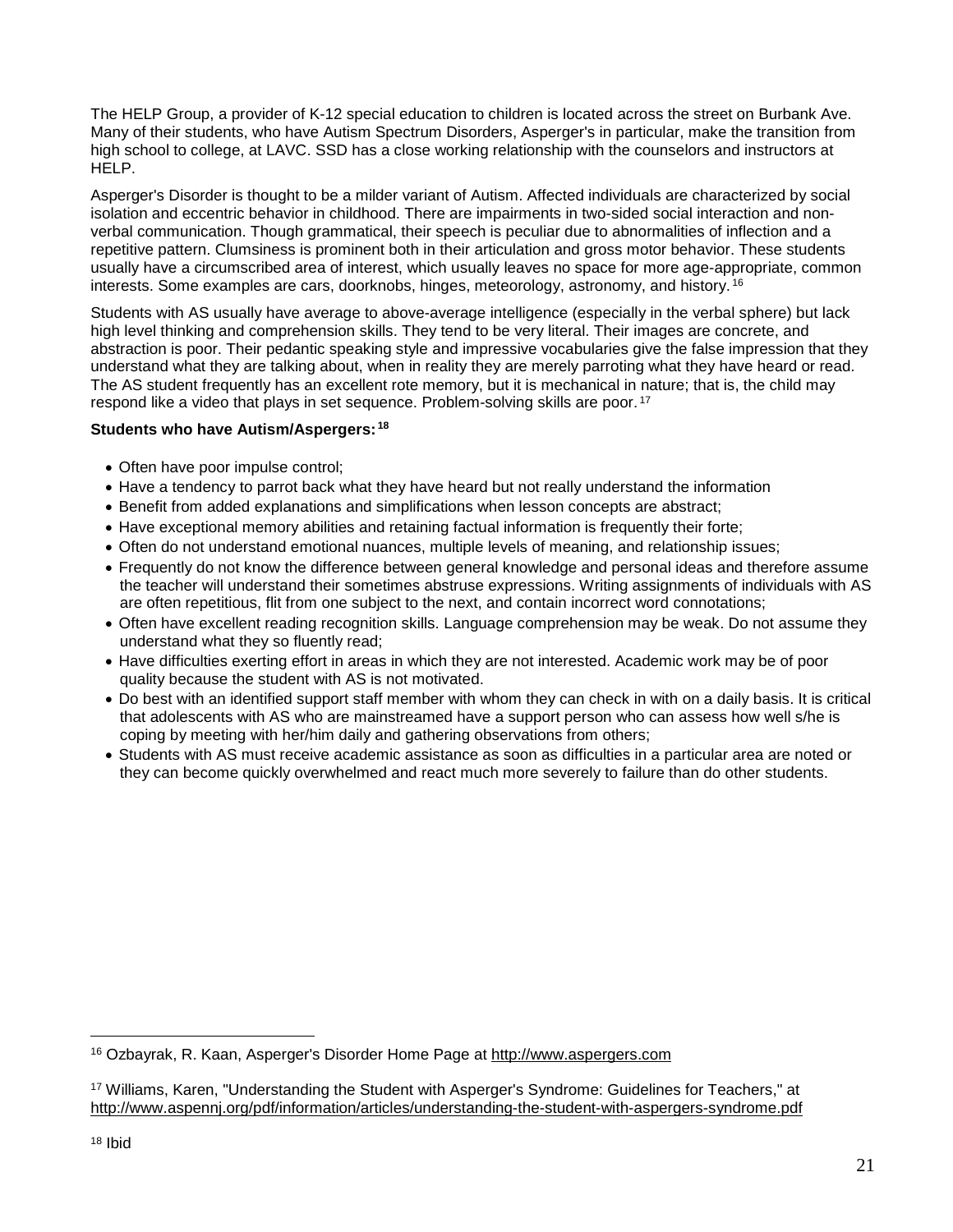The HELP Group, a provider of K-12 special education to children is located across the street on Burbank Ave. Many of their students, who have Autism Spectrum Disorders, Asperger's in particular, make the transition from high school to college, at LAVC. SSD has a close working relationship with the counselors and instructors at HELP.

Asperger's Disorder is thought to be a milder variant of Autism. Affected individuals are characterized by social isolation and eccentric behavior in childhood. There are impairments in two-sided social interaction and non-verbal communication. Though grammatical, their speech is peculiar due to abnormalities of inflection and a repetitive pattern. Clumsiness is prominent both in their articulation and gross motor behavior. These students usually have a circumscribed area of interest, which usually leaves no space for more age-appropriate, common interests. Some examples are cars, doorknobs, hinges, meteorology, astronomy, and history.[16]

Students with AS usually have average to above-average intelligence (especially in the verbal sphere) but lack high level thinking and comprehension skills. They tend to be very literal. Their images are concrete, and abstraction is poor. Their pedantic speaking style and impressive vocabularies give the false impression that they understand what they are talking about, when in reality they are merely parroting what they have heard or read. The AS student frequently has an excellent rote memory, but it is mechanical in nature; that is, the child may respond like a video that plays in set sequence. Problem-solving skills are poor.[17]

**Students who have Autism/Aspergers:[18]**

- Often have poor impulse control;
- Have a tendency to parrot back what they have heard but not really understand the information
- Benefit from added explanations and simplifications when lesson concepts are abstract;
- Have exceptional memory abilities and retaining factual information is frequently their forte;
- Often do not understand emotional nuances, multiple levels of meaning, and relationship issues;
- Frequently do not know the difference between general knowledge and personal ideas and therefore assume the teacher will understand their sometimes abstruse expressions. Writing assignments of individuals with AS are often repetitious, flit from one subject to the next, and contain incorrect word connotations;
- Often have excellent reading recognition skills. Language comprehension may be weak. Do not assume they understand what they so fluently read;
- Have difficulties exerting effort in areas in which they are not interested. Academic work may be of poor quality because the student with AS is not motivated.
- Do best with an identified support staff member with whom they can check in with on a daily basis. It is critical that adolescents with AS who are mainstreamed have a support person who can assess how well s/he is coping by meeting with her/him daily and gathering observations from others;
- Students with AS must receive academic assistance as soon as difficulties in a particular area are noted or they can become quickly overwhelmed and react much more severely to failure than do other students.

---

[16] Ozbayrak, R. Kaan, Asperger's Disorder Home Page at http://www.aspergers.com

[17] Williams, Karen, "Understanding the Student with Asperger's Syndrome: Guidelines for Teachers," at http://www.aspennj.org/pdf/information/articles/understanding-the-student-with-aspergers-syndrome.pdf

[18] Ibid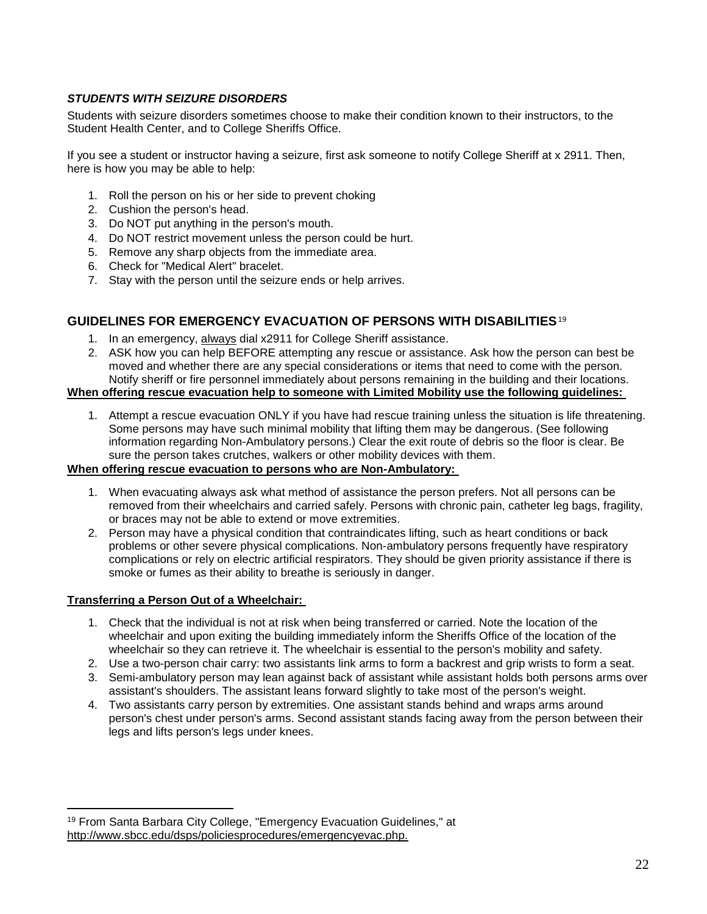### ***STUDENTS WITH SEIZURE DISORDERS***

Students with seizure disorders sometimes choose to make their condition known to their instructors, to the Student Health Center, and to College Sheriffs Office.

If you see a student or instructor having a seizure, first ask someone to notify College Sheriff at x 2911. Then, here is how you may be able to help:

1. Roll the person on his or her side to prevent choking
2. Cushion the person's head.
3. Do NOT put anything in the person's mouth.
4. Do NOT restrict movement unless the person could be hurt.
5. Remove any sharp objects from the immediate area.
6. Check for "Medical Alert" bracelet.
7. Stay with the person until the seizure ends or help arrives.

## GUIDELINES FOR EMERGENCY EVACUATION OF PERSONS WITH DISABILITIES[19]

1. In an emergency, always dial x2911 for College Sheriff assistance.
2. ASK how you can help BEFORE attempting any rescue or assistance. Ask how the person can best be moved and whether there are any special considerations or items that need to come with the person. Notify sheriff or fire personnel immediately about persons remaining in the building and their locations.

**When offering rescue evacuation help to someone with Limited Mobility use the following guidelines:**

1. Attempt a rescue evacuation ONLY if you have had rescue training unless the situation is life threatening. Some persons may have such minimal mobility that lifting them may be dangerous. (See following information regarding Non-Ambulatory persons.) Clear the exit route of debris so the floor is clear. Be sure the person takes crutches, walkers or other mobility devices with them.

**When offering rescue evacuation to persons who are Non-Ambulatory:**

1. When evacuating always ask what method of assistance the person prefers. Not all persons can be removed from their wheelchairs and carried safely. Persons with chronic pain, catheter leg bags, fragility, or braces may not be able to extend or move extremities.
2. Person may have a physical condition that contraindicates lifting, such as heart conditions or back problems or other severe physical complications. Non-ambulatory persons frequently have respiratory complications or rely on electric artificial respirators. They should be given priority assistance if there is smoke or fumes as their ability to breathe is seriously in danger.

**Transferring a Person Out of a Wheelchair:**

1. Check that the individual is not at risk when being transferred or carried. Note the location of the wheelchair and upon exiting the building immediately inform the Sheriffs Office of the location of the wheelchair so they can retrieve it. The wheelchair is essential to the person's mobility and safety.
2. Use a two-person chair carry: two assistants link arms to form a backrest and grip wrists to form a seat.
3. Semi-ambulatory person may lean against back of assistant while assistant holds both persons arms over assistant's shoulders. The assistant leans forward slightly to take most of the person's weight.
4. Two assistants carry person by extremities. One assistant stands behind and wraps arms around person's chest under person's arms. Second assistant stands facing away from the person between their legs and lifts person's legs under knees.

---

[19] From Santa Barbara City College, "Emergency Evacuation Guidelines," at http://www.sbcc.edu/dsps/policiesprocedures/emergencyevac.php.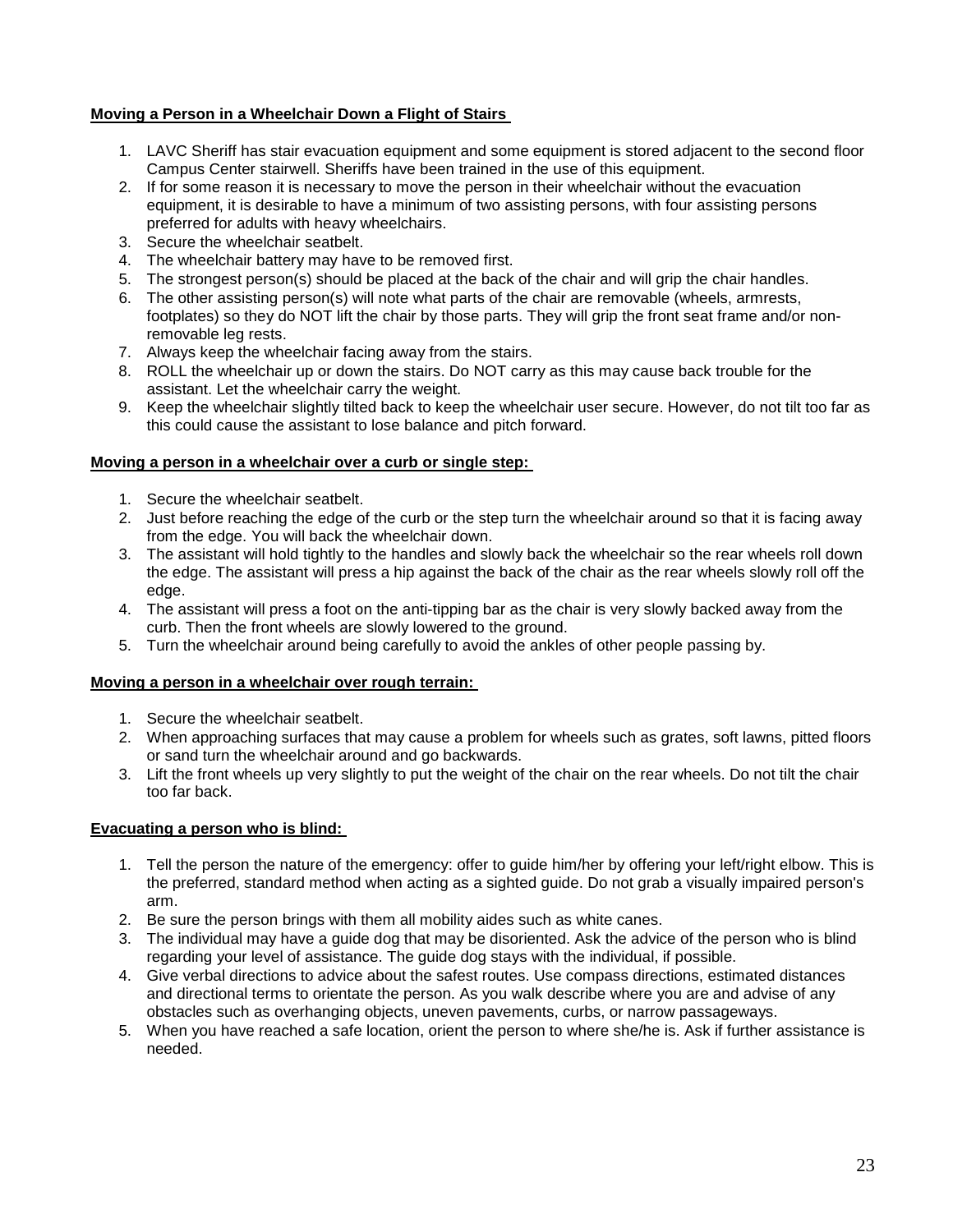**Moving a Person in a Wheelchair Down a Flight of Stairs**

1. LAVC Sheriff has stair evacuation equipment and some equipment is stored adjacent to the second floor Campus Center stairwell. Sheriffs have been trained in the use of this equipment.
2. If for some reason it is necessary to move the person in their wheelchair without the evacuation equipment, it is desirable to have a minimum of two assisting persons, with four assisting persons preferred for adults with heavy wheelchairs.
3. Secure the wheelchair seatbelt.
4. The wheelchair battery may have to be removed first.
5. The strongest person(s) should be placed at the back of the chair and will grip the chair handles.
6. The other assisting person(s) will note what parts of the chair are removable (wheels, armrests, footplates) so they do NOT lift the chair by those parts. They will grip the front seat frame and/or non-removable leg rests.
7. Always keep the wheelchair facing away from the stairs.
8. ROLL the wheelchair up or down the stairs. Do NOT carry as this may cause back trouble for the assistant. Let the wheelchair carry the weight.
9. Keep the wheelchair slightly tilted back to keep the wheelchair user secure. However, do not tilt too far as this could cause the assistant to lose balance and pitch forward.

**Moving a person in a wheelchair over a curb or single step:**

1. Secure the wheelchair seatbelt.
2. Just before reaching the edge of the curb or the step turn the wheelchair around so that it is facing away from the edge. You will back the wheelchair down.
3. The assistant will hold tightly to the handles and slowly back the wheelchair so the rear wheels roll down the edge. The assistant will press a hip against the back of the chair as the rear wheels slowly roll off the edge.
4. The assistant will press a foot on the anti-tipping bar as the chair is very slowly backed away from the curb. Then the front wheels are slowly lowered to the ground.
5. Turn the wheelchair around being carefully to avoid the ankles of other people passing by.

**Moving a person in a wheelchair over rough terrain:**

1. Secure the wheelchair seatbelt.
2. When approaching surfaces that may cause a problem for wheels such as grates, soft lawns, pitted floors or sand turn the wheelchair around and go backwards.
3. Lift the front wheels up very slightly to put the weight of the chair on the rear wheels. Do not tilt the chair too far back.

**Evacuating a person who is blind:**

1. Tell the person the nature of the emergency: offer to guide him/her by offering your left/right elbow. This is the preferred, standard method when acting as a sighted guide. Do not grab a visually impaired person's arm.
2. Be sure the person brings with them all mobility aides such as white canes.
3. The individual may have a guide dog that may be disoriented. Ask the advice of the person who is blind regarding your level of assistance. The guide dog stays with the individual, if possible.
4. Give verbal directions to advice about the safest routes. Use compass directions, estimated distances and directional terms to orientate the person. As you walk describe where you are and advise of any obstacles such as overhanging objects, uneven pavements, curbs, or narrow passageways.
5. When you have reached a safe location, orient the person to where she/he is. Ask if further assistance is needed.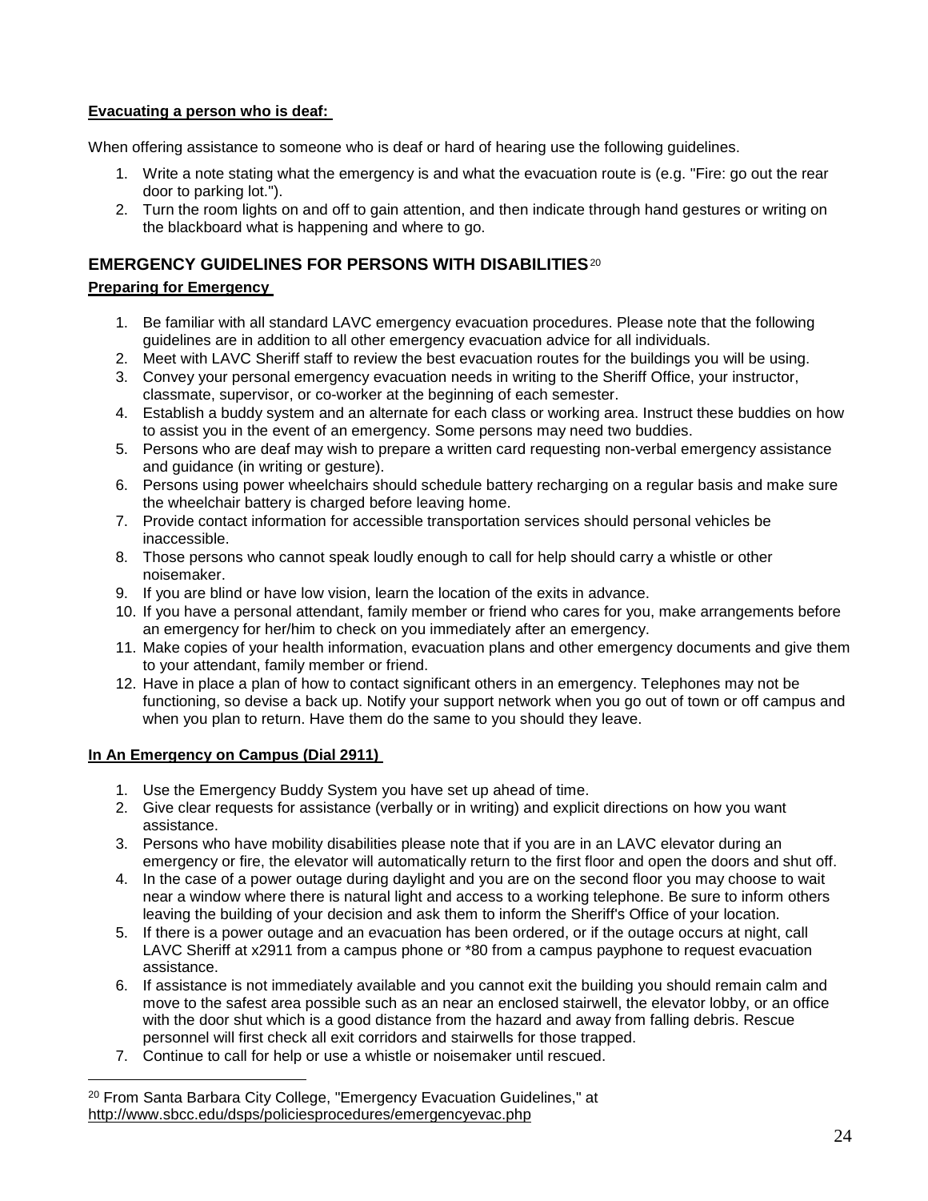**Evacuating a person who is deaf:**

When offering assistance to someone who is deaf or hard of hearing use the following guidelines.

1. Write a note stating what the emergency is and what the evacuation route is (e.g. "Fire: go out the rear door to parking lot.").
2. Turn the room lights on and off to gain attention, and then indicate through hand gestures or writing on the blackboard what is happening and where to go.

## EMERGENCY GUIDELINES FOR PERSONS WITH DISABILITIES[20]

**Preparing for Emergency**

1. Be familiar with all standard LAVC emergency evacuation procedures. Please note that the following guidelines are in addition to all other emergency evacuation advice for all individuals.
2. Meet with LAVC Sheriff staff to review the best evacuation routes for the buildings you will be using.
3. Convey your personal emergency evacuation needs in writing to the Sheriff Office, your instructor, classmate, supervisor, or co-worker at the beginning of each semester.
4. Establish a buddy system and an alternate for each class or working area. Instruct these buddies on how to assist you in the event of an emergency. Some persons may need two buddies.
5. Persons who are deaf may wish to prepare a written card requesting non-verbal emergency assistance and guidance (in writing or gesture).
6. Persons using power wheelchairs should schedule battery recharging on a regular basis and make sure the wheelchair battery is charged before leaving home.
7. Provide contact information for accessible transportation services should personal vehicles be inaccessible.
8. Those persons who cannot speak loudly enough to call for help should carry a whistle or other noisemaker.
9. If you are blind or have low vision, learn the location of the exits in advance.
10. If you have a personal attendant, family member or friend who cares for you, make arrangements before an emergency for her/him to check on you immediately after an emergency.
11. Make copies of your health information, evacuation plans and other emergency documents and give them to your attendant, family member or friend.
12. Have in place a plan of how to contact significant others in an emergency. Telephones may not be functioning, so devise a back up. Notify your support network when you go out of town or off campus and when you plan to return. Have them do the same to you should they leave.

**In An Emergency on Campus (Dial 2911)**

1. Use the Emergency Buddy System you have set up ahead of time.
2. Give clear requests for assistance (verbally or in writing) and explicit directions on how you want assistance.
3. Persons who have mobility disabilities please note that if you are in an LAVC elevator during an emergency or fire, the elevator will automatically return to the first floor and open the doors and shut off.
4. In the case of a power outage during daylight and you are on the second floor you may choose to wait near a window where there is natural light and access to a working telephone. Be sure to inform others leaving the building of your decision and ask them to inform the Sheriff's Office of your location.
5. If there is a power outage and an evacuation has been ordered, or if the outage occurs at night, call LAVC Sheriff at x2911 from a campus phone or *80 from a campus payphone to request evacuation assistance.
6. If assistance is not immediately available and you cannot exit the building you should remain calm and move to the safest area possible such as an near an enclosed stairwell, the elevator lobby, or an office with the door shut which is a good distance from the hazard and away from falling debris. Rescue personnel will first check all exit corridors and stairwells for those trapped.
7. Continue to call for help or use a whistle or noisemaker until rescued.

---

[20] From Santa Barbara City College, "Emergency Evacuation Guidelines," at http://www.sbcc.edu/dsps/policiesprocedures/emergencyevac.php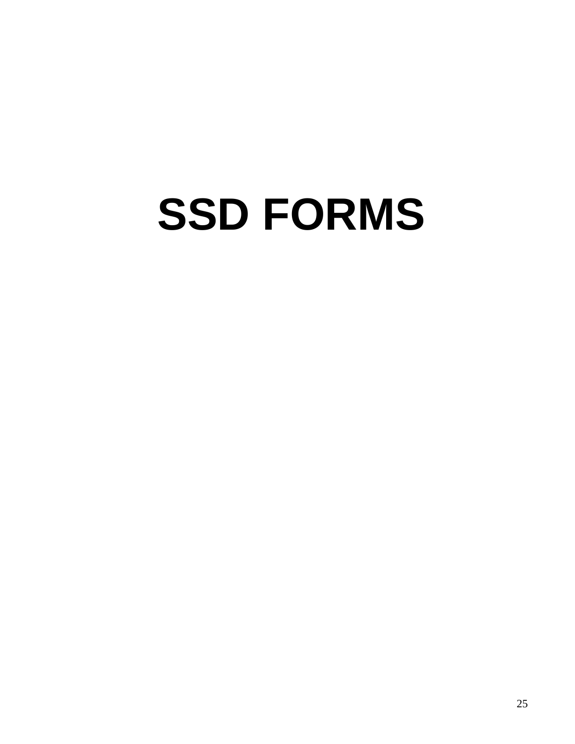# SSD FORMS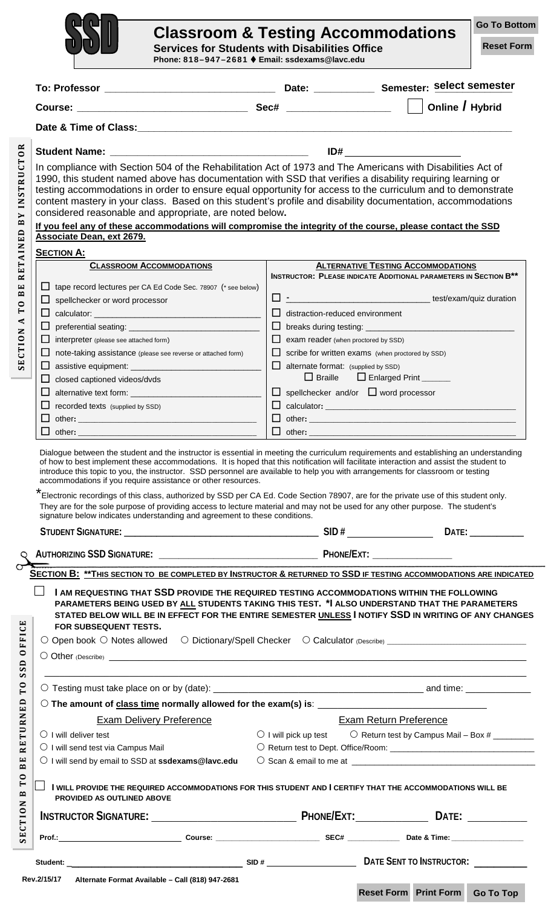# SSD Classroom & Testing Accommodations

**Services for Students with Disabilities Office**
**Phone: 818–947–2681 ♦ Email: ssdexams@lavc.edu**

Go To Bottom
Reset Form

**To: Professor** ______________________________ **Date:** ___________ **Semester:** select semester

**Course:** ______________________________ **Sec#** __________________ ☐ **Online / Hybrid**

**Date & Time of Class:** ______________________________________________________________

SECTION A TO BE RETAINED BY INSTRUCTOR

**Student Name:** ______________________________ **ID#** ____________________

In compliance with Section 504 of the Rehabilitation Act of 1973 and The Americans with Disabilities Act of 1990, this student named above has documentation with SSD that verifies a disability requiring learning or testing accommodations in order to ensure equal opportunity for access to the curriculum and to demonstrate content mastery in your class. Based on this student's profile and disability documentation, accommodations considered reasonable and appropriate, are noted below.

**If you feel any of these accommodations will compromise the integrity of the course, please contact the SSD Associate Dean, ext 2679.**

**SECTION A:**

| CLASSROOM ACCOMMODATIONS | ALTERNATIVE TESTING ACCOMMODATIONS<br>INSTRUCTOR: PLEASE INDICATE ADDITIONAL PARAMETERS IN SECTION B** |
|---|---|
| ☐ tape record lectures per CA Ed Code Sec. 78907 (* see below) | ☐ - ____________________ test/exam/quiz duration |
| ☐ spellchecker or word processor | ☐ distraction-reduced environment |
| ☐ calculator: ____________________ | ☐ breaks during testing: ____________________ |
| ☐ preferential seating: ____________________ | ☐ exam reader (when proctored by SSD) |
| ☐ interpreter (please see attached form) | ☐ scribe for written exams (when proctored by SSD) |
| ☐ note-taking assistance (please see reverse or attached form) | ☐ alternate format: (supplied by SSD) ☐ Braille ☐ Enlarged Print ______ |
| ☐ assistive equipment: ____________________ | ☐ spellchecker and/or ☐ word processor |
| ☐ closed captioned videos/dvds | ☐ calculator: ____________________ |
| ☐ alternative text form: ____________________ | ☐ other: ____________________ |
| ☐ recorded texts (supplied by SSD) | ☐ other: ____________________ |
| ☐ other: ____________________ | |
| ☐ other: ____________________ | |

Dialogue between the student and the instructor is essential in meeting the curriculum requirements and establishing an understanding of how to best implement these accommodations. It is hoped that this notification will facilitate interaction and assist the student to introduce this topic to you, the instructor. SSD personnel are available to help you with arrangements for classroom or testing accommodations if you require assistance or other resources.

*Electronic recordings of this class, authorized by SSD per CA Ed. Code Section 78907, are for the private use of this student only. They are for the sole purpose of providing access to lecture material and may not be used for any other purpose. The student's signature below indicates understanding and agreement to these conditions.

**STUDENT SIGNATURE:** ______________________________ **SID #** ______________ **DATE:** __________

**AUTHORIZING SSD SIGNATURE:** ______________________________ **PHONE/EXT:** ______________

---

SECTION B TO BE RETURNED TO SSD OFFICE

**SECTION B: **THIS SECTION TO BE COMPLETED BY INSTRUCTOR & RETURNED TO SSD IF TESTING ACCOMMODATIONS ARE INDICATED**

☐ **I AM REQUESTING THAT SSD PROVIDE THE REQUIRED TESTING ACCOMMODATIONS WITHIN THE FOLLOWING PARAMETERS BEING USED BY ALL STUDENTS TAKING THIS TEST. *I ALSO UNDERSTAND THAT THE PARAMETERS STATED BELOW WILL BE IN EFFECT FOR THE ENTIRE SEMESTER UNLESS I NOTIFY SSD IN WRITING OF ANY CHANGES FOR SUBSEQUENT TESTS.**

○ Open book ○ Notes allowed ○ Dictionary/Spell Checker ○ Calculator (Describe) ____________________

○ Other (Describe) ______________________________________________________________

______________________________________________________________

○ Testing must take place on or by (date): ______________________________ and time: __________

○ **The amount of class time normally allowed for the exam(s) is:** ______________________________

| Exam Delivery Preference | Exam Return Preference |
|---|---|
| ○ I will deliver test | ○ I will pick up test ○ Return test by Campus Mail – Box # ________ |
| ○ I will send test via Campus Mail | ○ Return test to Dept. Office/Room: ____________________ |
| ○ I will send by email to SSD at **ssdexams@lavc.edu** | ○ Scan & email to me at ____________________ |

☐ **I WILL PROVIDE THE REQUIRED ACCOMMODATIONS FOR THIS STUDENT AND I CERTIFY THAT THE ACCOMMODATIONS WILL BE PROVIDED AS OUTLINED ABOVE**

**INSTRUCTOR SIGNATURE:** ______________________________ **PHONE/EXT:** ____________ **DATE:** __________

**Prof.:** ____________________ **Course:** ____________________ **SEC#** __________ **Date & Time:** ______________

**Student:** ______________________________ **SID #** ______________ **DATE SENT TO INSTRUCTOR:** __________

Rev.2/15/17 **Alternate Format Available – Call (818) 947-2681**

Reset Form Print Form Go To Top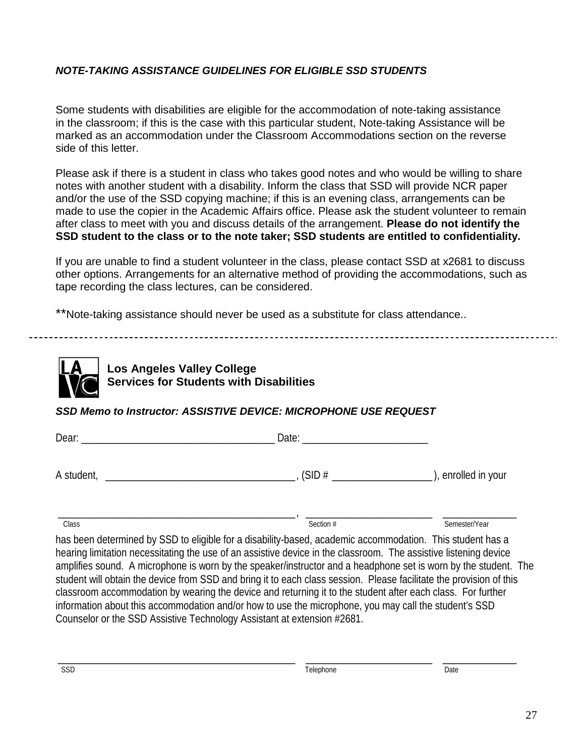***NOTE-TAKING ASSISTANCE GUIDELINES FOR ELIGIBLE SSD STUDENTS***

Some students with disabilities are eligible for the accommodation of note-taking assistance in the classroom; if this is the case with this particular student, Note-taking Assistance will be marked as an accommodation under the Classroom Accommodations section on the reverse side of this letter.

Please ask if there is a student in class who takes good notes and who would be willing to share notes with another student with a disability. Inform the class that SSD will provide NCR paper and/or the use of the SSD copying machine; if this is an evening class, arrangements can be made to use the copier in the Academic Affairs office. Please ask the student volunteer to remain after class to meet with you and discuss details of the arrangement. **Please do not identify the SSD student to the class or to the note taker; SSD students are entitled to confidentiality.**

If you are unable to find a student volunteer in the class, please contact SSD at x2681 to discuss other options. Arrangements for an alternative method of providing the accommodations, such as tape recording the class lectures, can be considered.

**Note-taking assistance should never be used as a substitute for class attendance..

---

**Los Angeles Valley College**
**Services for Students with Disabilities**

***SSD Memo to Instructor: ASSISTIVE DEVICE: MICROPHONE USE REQUEST***

Dear: ___________________________________ Date: ______________________

A student, ___________________________________, (SID # __________________), enrolled in your

_________________________________________, ______________________ ______________
Class Section # Semester/Year

has been determined by SSD to eligible for a disability-based, academic accommodation. This student has a hearing limitation necessitating the use of an assistive device in the classroom. The assistive listening device amplifies sound. A microphone is worn by the speaker/instructor and a headphone set is worn by the student. The student will obtain the device from SSD and bring it to each class session. Please facilitate the provision of this classroom accommodation by wearing the device and returning it to the student after each class. For further information about this accommodation and/or how to use the microphone, you may call the student's SSD Counselor or the SSD Assistive Technology Assistant at extension #2681.

_________________________________________ ______________________ ______________
SSD Telephone Date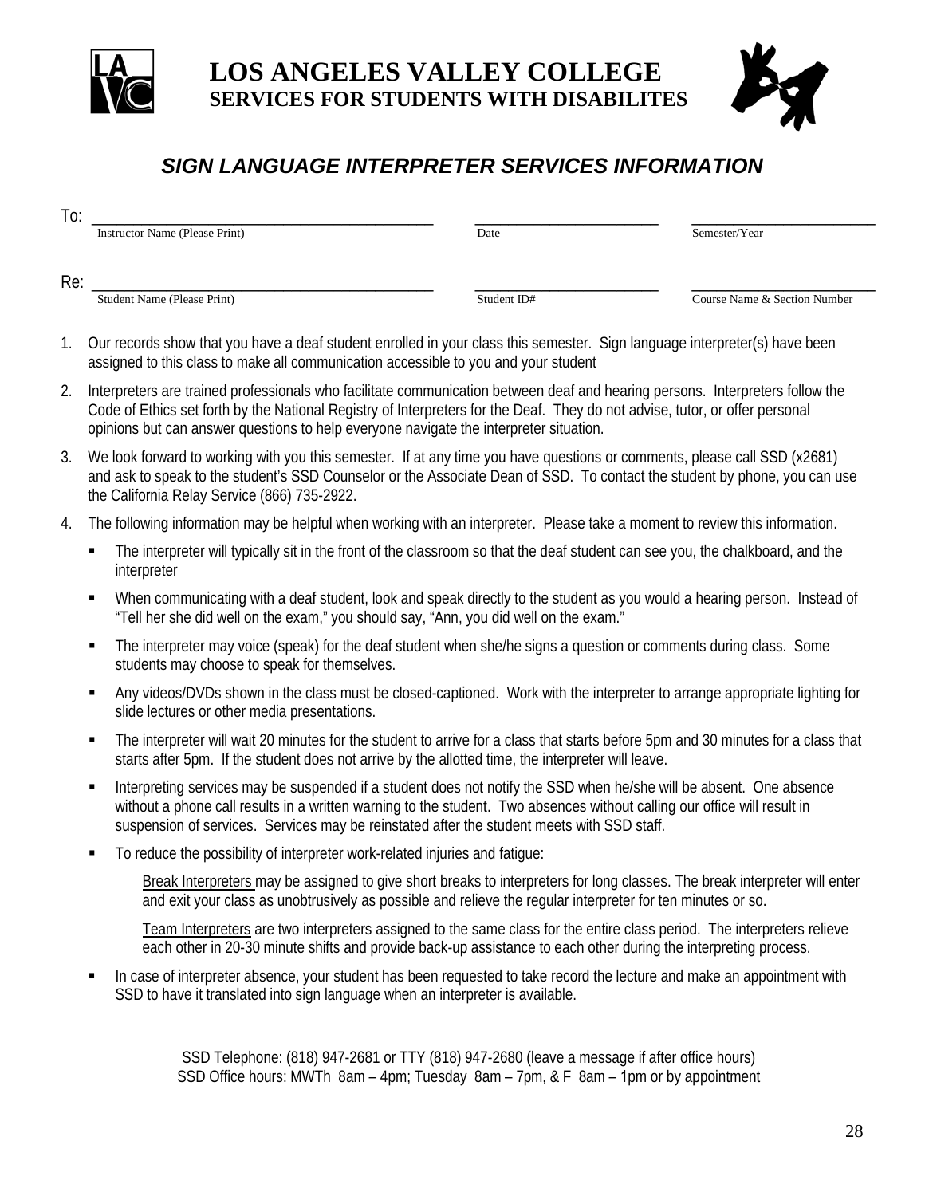# LOS ANGELES VALLEY COLLEGE
## SERVICES FOR STUDENTS WITH DISABILITES

### *SIGN LANGUAGE INTERPRETER SERVICES INFORMATION*

To: ______________________________ ______________ ______________
Instructor Name (Please Print) Date Semester/Year

Re: ______________________________ ______________ ______________
Student Name (Please Print) Student ID# Course Name & Section Number

1. Our records show that you have a deaf student enrolled in your class this semester. Sign language interpreter(s) have been assigned to this class to make all communication accessible to you and your student
2. Interpreters are trained professionals who facilitate communication between deaf and hearing persons. Interpreters follow the Code of Ethics set forth by the National Registry of Interpreters for the Deaf. They do not advise, tutor, or offer personal opinions but can answer questions to help everyone navigate the interpreter situation.
3. We look forward to working with you this semester. If at any time you have questions or comments, please call SSD (x2681) and ask to speak to the student's SSD Counselor or the Associate Dean of SSD. To contact the student by phone, you can use the California Relay Service (866) 735-2922.
4. The following information may be helpful when working with an interpreter. Please take a moment to review this information.
   - The interpreter will typically sit in the front of the classroom so that the deaf student can see you, the chalkboard, and the interpreter
   - When communicating with a deaf student, look and speak directly to the student as you would a hearing person. Instead of "Tell her she did well on the exam," you should say, "Ann, you did well on the exam."
   - The interpreter may voice (speak) for the deaf student when she/he signs a question or comments during class. Some students may choose to speak for themselves.
   - Any videos/DVDs shown in the class must be closed-captioned. Work with the interpreter to arrange appropriate lighting for slide lectures or other media presentations.
   - The interpreter will wait 20 minutes for the student to arrive for a class that starts before 5pm and 30 minutes for a class that starts after 5pm. If the student does not arrive by the allotted time, the interpreter will leave.
   - Interpreting services may be suspended if a student does not notify the SSD when he/she will be absent. One absence without a phone call results in a written warning to the student. Two absences without calling our office will result in suspension of services. Services may be reinstated after the student meets with SSD staff.
   - To reduce the possibility of interpreter work-related injuries and fatigue:

     Break Interpreters may be assigned to give short breaks to interpreters for long classes. The break interpreter will enter and exit your class as unobtrusively as possible and relieve the regular interpreter for ten minutes or so.

     Team Interpreters are two interpreters assigned to the same class for the entire class period. The interpreters relieve each other in 20-30 minute shifts and provide back-up assistance to each other during the interpreting process.
   - In case of interpreter absence, your student has been requested to take record the lecture and make an appointment with SSD to have it translated into sign language when an interpreter is available.

SSD Telephone: (818) 947-2681 or TTY (818) 947-2680 (leave a message if after office hours)
SSD Office hours: MWTh 8am – 4pm; Tuesday 8am – 7pm, & F 8am – 1pm or by appointment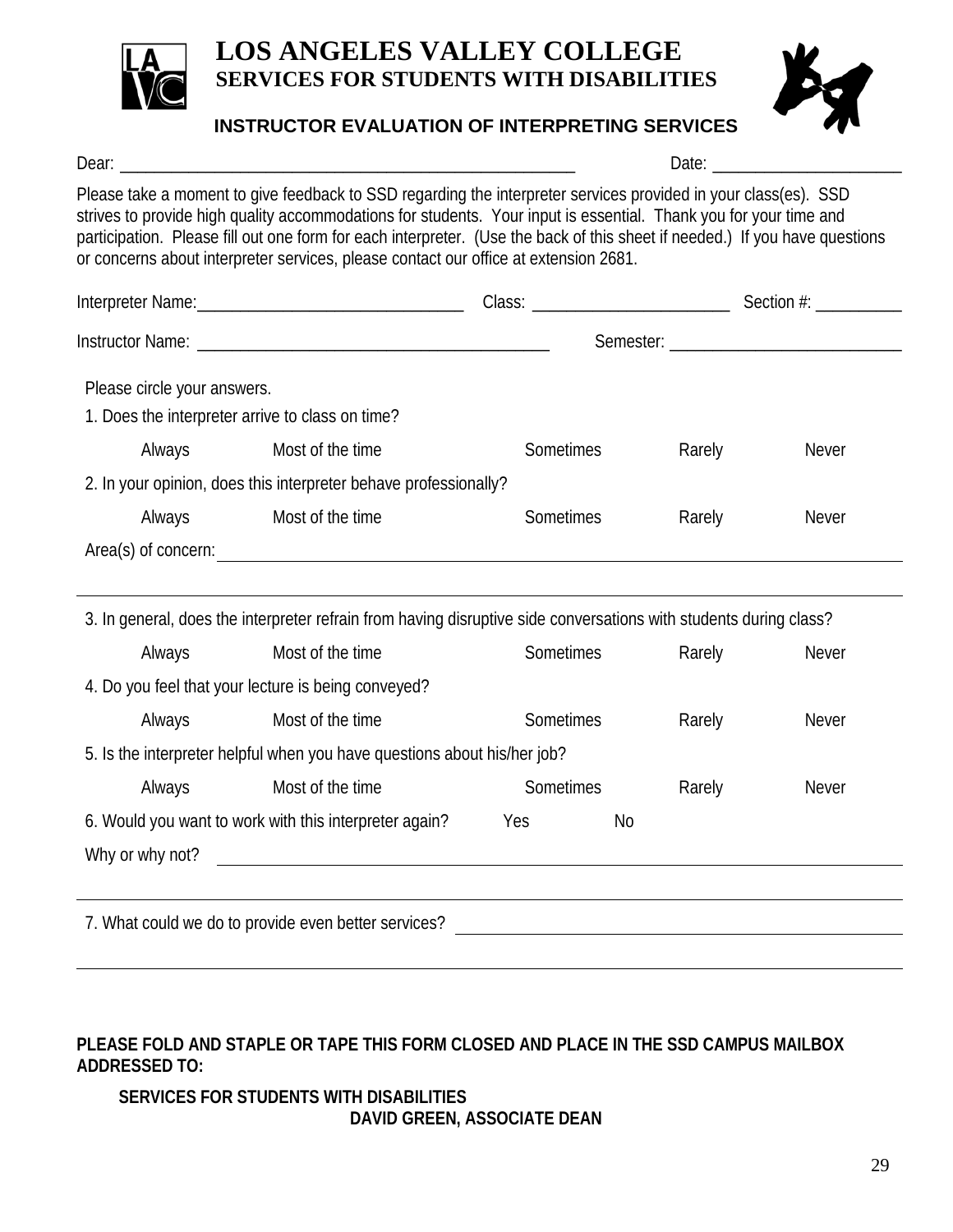# LOS ANGELES VALLEY COLLEGE

## SERVICES FOR STUDENTS WITH DISABILITIES

### INSTRUCTOR EVALUATION OF INTERPRETING SERVICES

Dear: ______________________________________________ Date: ____________________

Please take a moment to give feedback to SSD regarding the interpreter services provided in your class(es). SSD strives to provide high quality accommodations for students. Your input is essential. Thank you for your time and participation. Please fill out one form for each interpreter. (Use the back of this sheet if needed.) If you have questions or concerns about interpreter services, please contact our office at extension 2681.

Interpreter Name: ____________________________ Class: ______________________ Section #: __________

Instructor Name: ______________________________________ Semester: __________________________

Please circle your answers.

1. Does the interpreter arrive to class on time?

   Always  Most of the time  Sometimes  Rarely  Never

2. In your opinion, does this interpreter behave professionally?

   Always  Most of the time  Sometimes  Rarely  Never

Area(s) of concern: ____________________________________________________________

________________________________________________________________________________

3. In general, does the interpreter refrain from having disruptive side conversations with students during class?

   Always  Most of the time  Sometimes  Rarely  Never

4. Do you feel that your lecture is being conveyed?

   Always  Most of the time  Sometimes  Rarely  Never

5. Is the interpreter helpful when you have questions about his/her job?

   Always  Most of the time  Sometimes  Rarely  Never

6. Would you want to work with this interpreter again?  Yes  No

Why or why not? ________________________________________________________________

________________________________________________________________________________

7. What could we do to provide even better services? ______________________________

________________________________________________________________________________

**PLEASE FOLD AND STAPLE OR TAPE THIS FORM CLOSED AND PLACE IN THE SSD CAMPUS MAILBOX ADDRESSED TO:**

**SERVICES FOR STUDENTS WITH DISABILITIES**
**DAVID GREEN, ASSOCIATE DEAN**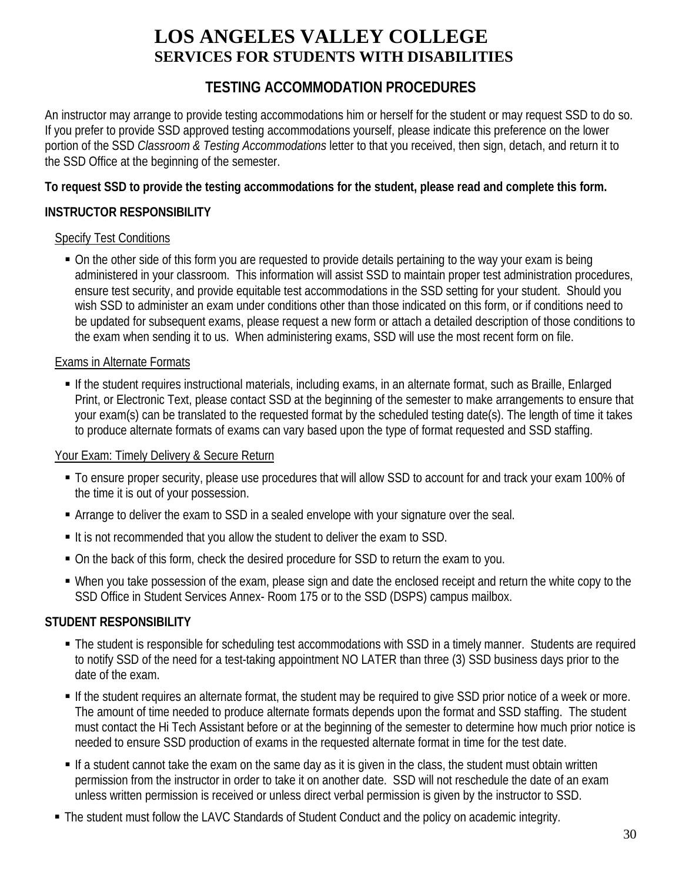# LOS ANGELES VALLEY COLLEGE
## SERVICES FOR STUDENTS WITH DISABILITIES

### TESTING ACCOMMODATION PROCEDURES

An instructor may arrange to provide testing accommodations him or herself for the student or may request SSD to do so. If you prefer to provide SSD approved testing accommodations yourself, please indicate this preference on the lower portion of the SSD *Classroom & Testing Accommodations* letter to that you received, then sign, detach, and return it to the SSD Office at the beginning of the semester.

**To request SSD to provide the testing accommodations for the student, please read and complete this form.**

**INSTRUCTOR RESPONSIBILITY**

<u>Specify Test Conditions</u>

- On the other side of this form you are requested to provide details pertaining to the way your exam is being administered in your classroom. This information will assist SSD to maintain proper test administration procedures, ensure test security, and provide equitable test accommodations in the SSD setting for your student. Should you wish SSD to administer an exam under conditions other than those indicated on this form, or if conditions need to be updated for subsequent exams, please request a new form or attach a detailed description of those conditions to the exam when sending it to us. When administering exams, SSD will use the most recent form on file.

<u>Exams in Alternate Formats</u>

- If the student requires instructional materials, including exams, in an alternate format, such as Braille, Enlarged Print, or Electronic Text, please contact SSD at the beginning of the semester to make arrangements to ensure that your exam(s) can be translated to the requested format by the scheduled testing date(s). The length of time it takes to produce alternate formats of exams can vary based upon the type of format requested and SSD staffing.

<u>Your Exam: Timely Delivery & Secure Return</u>

- To ensure proper security, please use procedures that will allow SSD to account for and track your exam 100% of the time it is out of your possession.
- Arrange to deliver the exam to SSD in a sealed envelope with your signature over the seal.
- It is not recommended that you allow the student to deliver the exam to SSD.
- On the back of this form, check the desired procedure for SSD to return the exam to you.
- When you take possession of the exam, please sign and date the enclosed receipt and return the white copy to the SSD Office in Student Services Annex- Room 175 or to the SSD (DSPS) campus mailbox.

**STUDENT RESPONSIBILITY**

- The student is responsible for scheduling test accommodations with SSD in a timely manner. Students are required to notify SSD of the need for a test-taking appointment NO LATER than three (3) SSD business days prior to the date of the exam.
- If the student requires an alternate format, the student may be required to give SSD prior notice of a week or more. The amount of time needed to produce alternate formats depends upon the format and SSD staffing. The student must contact the Hi Tech Assistant before or at the beginning of the semester to determine how much prior notice is needed to ensure SSD production of exams in the requested alternate format in time for the test date.
- If a student cannot take the exam on the same day as it is given in the class, the student must obtain written permission from the instructor in order to take it on another date. SSD will not reschedule the date of an exam unless written permission is received or unless direct verbal permission is given by the instructor to SSD.
- The student must follow the LAVC Standards of Student Conduct and the policy on academic integrity.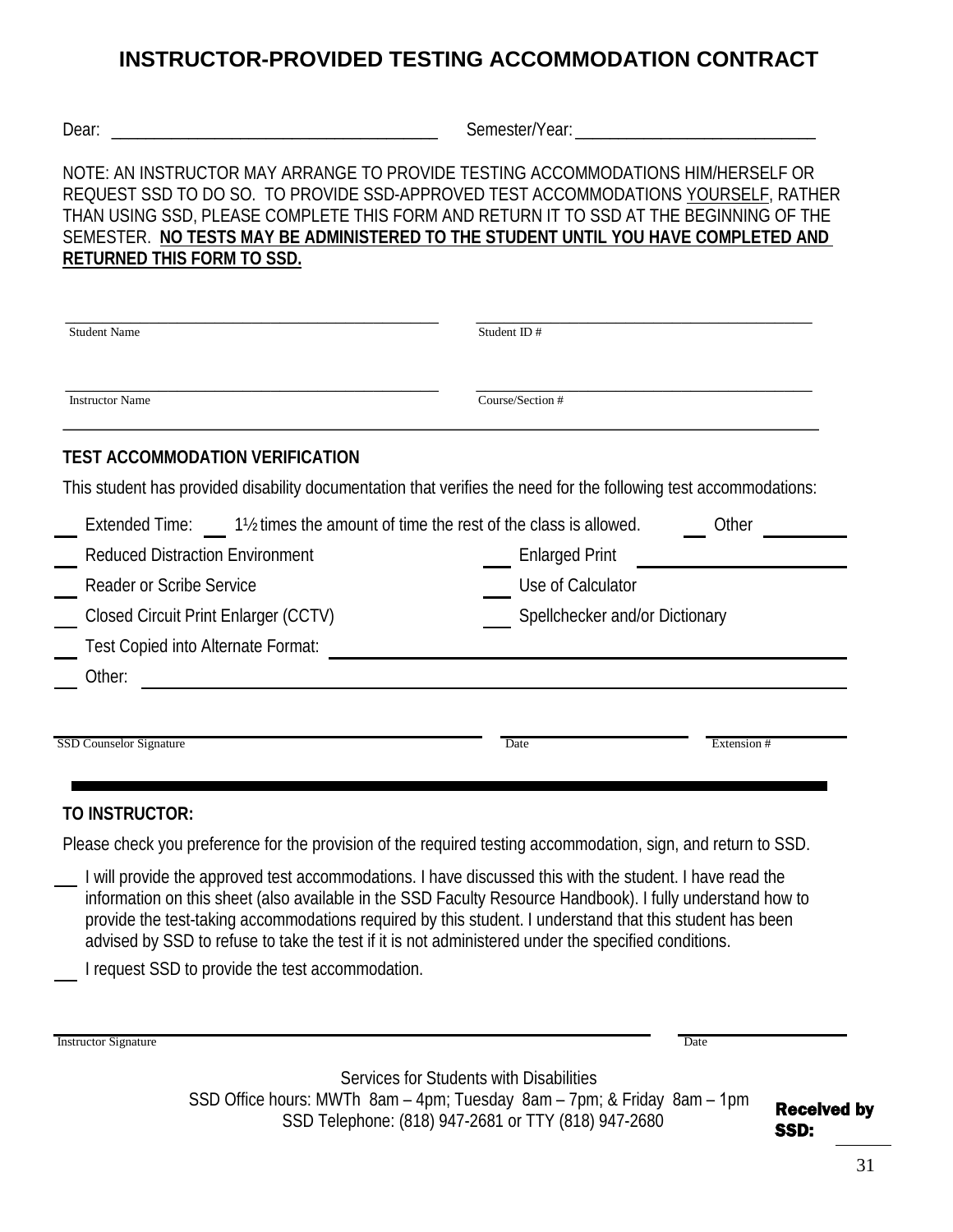# INSTRUCTOR-PROVIDED TESTING ACCOMMODATION CONTRACT

Dear: ______________________________________ Semester/Year: ____________________________

NOTE: AN INSTRUCTOR MAY ARRANGE TO PROVIDE TESTING ACCOMMODATIONS HIM/HERSELF OR REQUEST SSD TO DO SO. TO PROVIDE SSD-APPROVED TEST ACCOMMODATIONS YOURSELF, RATHER THAN USING SSD, PLEASE COMPLETE THIS FORM AND RETURN IT TO SSD AT THE BEGINNING OF THE SEMESTER. **NO TESTS MAY BE ADMINISTERED TO THE STUDENT UNTIL YOU HAVE COMPLETED AND RETURNED THIS FORM TO SSD.**

______________________________________ ______________________________________
Student Name Student ID #

______________________________________ ______________________________________
Instructor Name Course/Section #

**TEST ACCOMMODATION VERIFICATION**

This student has provided disability documentation that verifies the need for the following test accommodations:

___ Extended Time: ___ 1½ times the amount of time the rest of the class is allowed. ___ Other ________

___ Reduced Distraction Environment ___ Enlarged Print ____________________

___ Reader or Scribe Service ___ Use of Calculator

___ Closed Circuit Print Enlarger (CCTV) ___ Spellchecker and/or Dictionary

___ Test Copied into Alternate Format: ________________________________________

___ Other: ________________________________________________

______________________________________ ____________________ ____________
SSD Counselor Signature Date Extension #

**TO INSTRUCTOR:**

Please check you preference for the provision of the required testing accommodation, sign, and return to SSD.

___ I will provide the approved test accommodations. I have discussed this with the student. I have read the information on this sheet (also available in the SSD Faculty Resource Handbook). I fully understand how to provide the test-taking accommodations required by this student. I understand that this student has been advised by SSD to refuse to take the test if it is not administered under the specified conditions.

___ I request SSD to provide the test accommodation.

______________________________________ ____________________
Instructor Signature Date

Services for Students with Disabilities
SSD Office hours: MWTh 8am – 4pm; Tuesday 8am – 7pm; & Friday 8am – 1pm
SSD Telephone: (818) 947-2681 or TTY (818) 947-2680

**Received by SSD:** ________